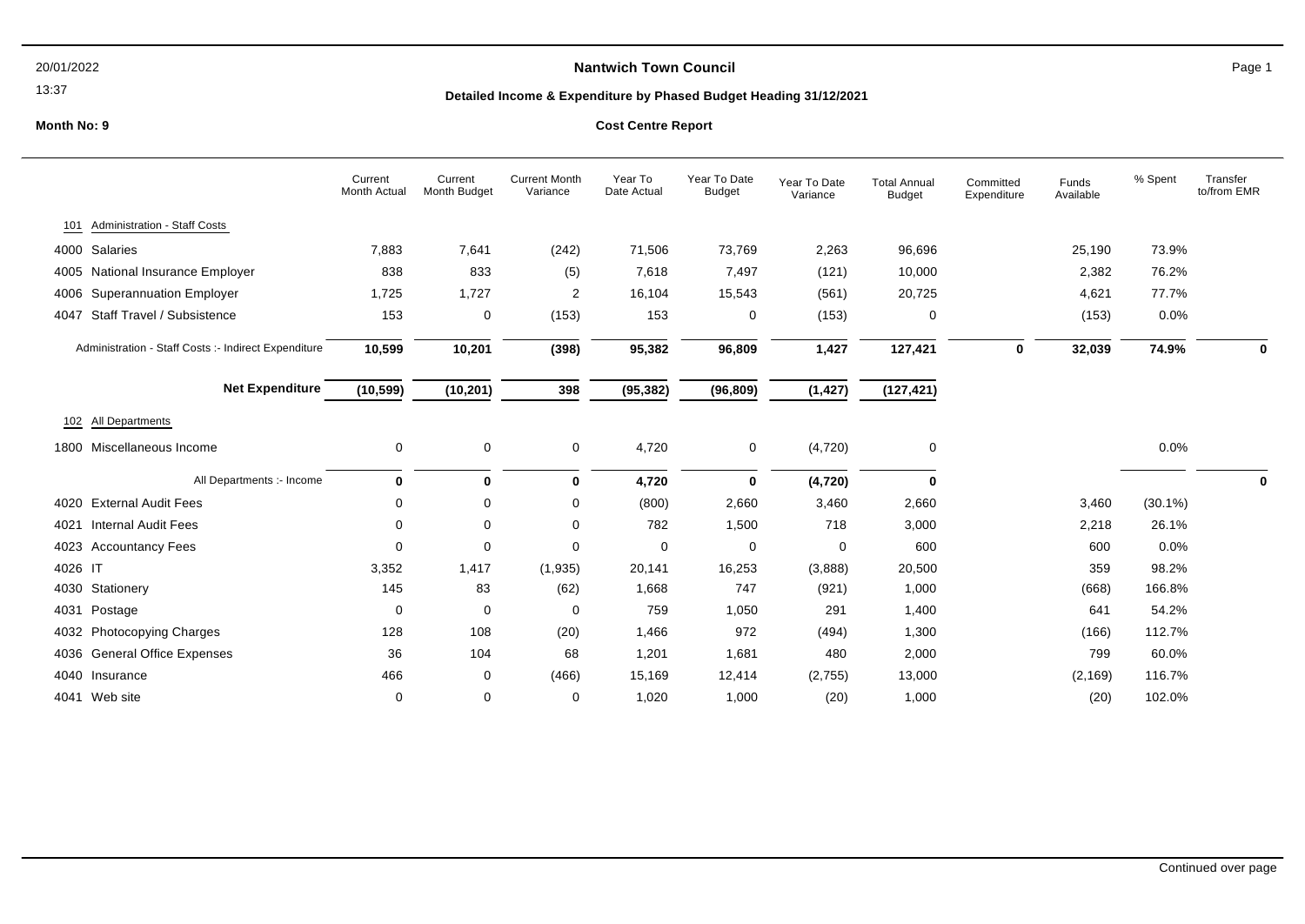**Nantwich Town Council**

**Detailed Income & Expenditure by Phased Budget Heading 31/12/2021**

**Month No: 9**

**Cost Centre Report**

| | Current Month Actual | Current Month Budget | Current Month Variance | Year To Date Actual | Year To Date Budget | Year To Date Variance | Total Annual Budget | Committed Expenditure | Funds Available | % Spent | Transfer to/from EMR |
|---|---|---|---|---|---|---|---|---|---|---|---|
| **101 Administration - Staff Costs** | | | | | | | | | | | |
| 4000 Salaries | 7,883 | 7,641 | (242) | 71,506 | 73,769 | 2,263 | 96,696 | | 25,190 | 73.9% | |
| 4005 National Insurance Employer | 838 | 833 | (5) | 7,618 | 7,497 | (121) | 10,000 | | 2,382 | 76.2% | |
| 4006 Superannuation Employer | 1,725 | 1,727 | 2 | 16,104 | 15,543 | (561) | 20,725 | | 4,621 | 77.7% | |
| 4047 Staff Travel / Subsistence | 153 | 0 | (153) | 153 | 0 | (153) | 0 | | (153) | 0.0% | |
| Administration - Staff Costs :- Indirect Expenditure | **10,599** | **10,201** | **(398)** | **95,382** | **96,809** | **1,427** | **127,421** | **0** | **32,039** | **74.9%** | **0** |
| **Net Expenditure** | **(10,599)** | **(10,201)** | **398** | **(95,382)** | **(96,809)** | **(1,427)** | **(127,421)** | | | | |
| **102 All Departments** | | | | | | | | | | | |
| 1800 Miscellaneous Income | 0 | 0 | 0 | 4,720 | 0 | (4,720) | 0 | | | 0.0% | |
| All Departments :- Income | **0** | **0** | **0** | **4,720** | **0** | **(4,720)** | **0** | | | | **0** |
| 4020 External Audit Fees | 0 | 0 | 0 | (800) | 2,660 | 3,460 | 2,660 | | 3,460 | (30.1%) | |
| 4021 Internal Audit Fees | 0 | 0 | 0 | 782 | 1,500 | 718 | 3,000 | | 2,218 | 26.1% | |
| 4023 Accountancy Fees | 0 | 0 | 0 | 0 | 0 | 0 | 600 | | 600 | 0.0% | |
| 4026 IT | 3,352 | 1,417 | (1,935) | 20,141 | 16,253 | (3,888) | 20,500 | | 359 | 98.2% | |
| 4030 Stationery | 145 | 83 | (62) | 1,668 | 747 | (921) | 1,000 | | (668) | 166.8% | |
| 4031 Postage | 0 | 0 | 0 | 759 | 1,050 | 291 | 1,400 | | 641 | 54.2% | |
| 4032 Photocopying Charges | 128 | 108 | (20) | 1,466 | 972 | (494) | 1,300 | | (166) | 112.7% | |
| 4036 General Office Expenses | 36 | 104 | 68 | 1,201 | 1,681 | 480 | 2,000 | | 799 | 60.0% | |
| 4040 Insurance | 466 | 0 | (466) | 15,169 | 12,414 | (2,755) | 13,000 | | (2,169) | 116.7% | |
| 4041 Web site | 0 | 0 | 0 | 1,020 | 1,000 | (20) | 1,000 | | (20) | 102.0% | |

Continued over page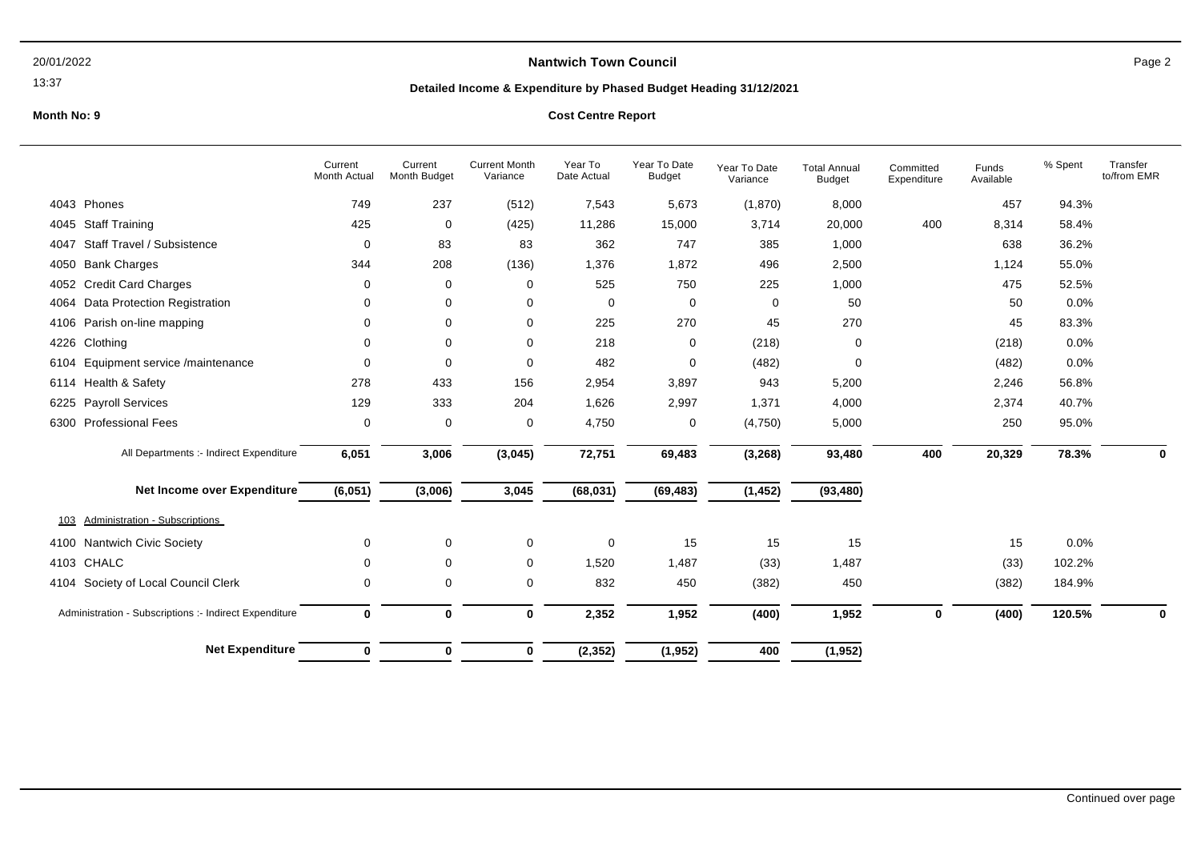**Nantwich Town Council**

**Detailed Income & Expenditure by Phased Budget Heading 31/12/2021**

Month No: 9

**Cost Centre Report**

| | Current Month Actual | Current Month Budget | Current Month Variance | Year To Date Actual | Year To Date Budget | Year To Date Variance | Total Annual Budget | Committed Expenditure | Funds Available | % Spent | Transfer to/from EMR |
|---|---|---|---|---|---|---|---|---|---|---|---|
| 4043 Phones | 749 | 237 | (512) | 7,543 | 5,673 | (1,870) | 8,000 | | 457 | 94.3% | |
| 4045 Staff Training | 425 | 0 | (425) | 11,286 | 15,000 | 3,714 | 20,000 | 400 | 8,314 | 58.4% | |
| 4047 Staff Travel / Subsistence | 0 | 83 | 83 | 362 | 747 | 385 | 1,000 | | 638 | 36.2% | |
| 4050 Bank Charges | 344 | 208 | (136) | 1,376 | 1,872 | 496 | 2,500 | | 1,124 | 55.0% | |
| 4052 Credit Card Charges | 0 | 0 | 0 | 525 | 750 | 225 | 1,000 | | 475 | 52.5% | |
| 4064 Data Protection Registration | 0 | 0 | 0 | 0 | 0 | 0 | 50 | | 50 | 0.0% | |
| 4106 Parish on-line mapping | 0 | 0 | 0 | 225 | 270 | 45 | 270 | | 45 | 83.3% | |
| 4226 Clothing | 0 | 0 | 0 | 218 | 0 | (218) | 0 | | (218) | 0.0% | |
| 6104 Equipment service /maintenance | 0 | 0 | 0 | 482 | 0 | (482) | 0 | | (482) | 0.0% | |
| 6114 Health & Safety | 278 | 433 | 156 | 2,954 | 3,897 | 943 | 5,200 | | 2,246 | 56.8% | |
| 6225 Payroll Services | 129 | 333 | 204 | 1,626 | 2,997 | 1,371 | 4,000 | | 2,374 | 40.7% | |
| 6300 Professional Fees | 0 | 0 | 0 | 4,750 | 0 | (4,750) | 5,000 | | 250 | 95.0% | |
| All Departments :- Indirect Expenditure | **6,051** | **3,006** | **(3,045)** | **72,751** | **69,483** | **(3,268)** | **93,480** | **400** | **20,329** | **78.3%** | **0** |
| **Net Income over Expenditure** | **(6,051)** | **(3,006)** | **3,045** | **(68,031)** | **(69,483)** | **(1,452)** | **(93,480)** | | | | |
| 103 Administration - Subscriptions | | | | | | | | | | | |
| 4100 Nantwich Civic Society | 0 | 0 | 0 | 0 | 15 | 15 | 15 | | 15 | 0.0% | |
| 4103 CHALC | 0 | 0 | 0 | 1,520 | 1,487 | (33) | 1,487 | | (33) | 102.2% | |
| 4104 Society of Local Council Clerk | 0 | 0 | 0 | 832 | 450 | (382) | 450 | | (382) | 184.9% | |
| Administration - Subscriptions :- Indirect Expenditure | **0** | **0** | **0** | **2,352** | **1,952** | **(400)** | **1,952** | **0** | **(400)** | **120.5%** | **0** |
| **Net Expenditure** | **0** | **0** | **0** | **(2,352)** | **(1,952)** | **400** | **(1,952)** | | | | |

Continued over page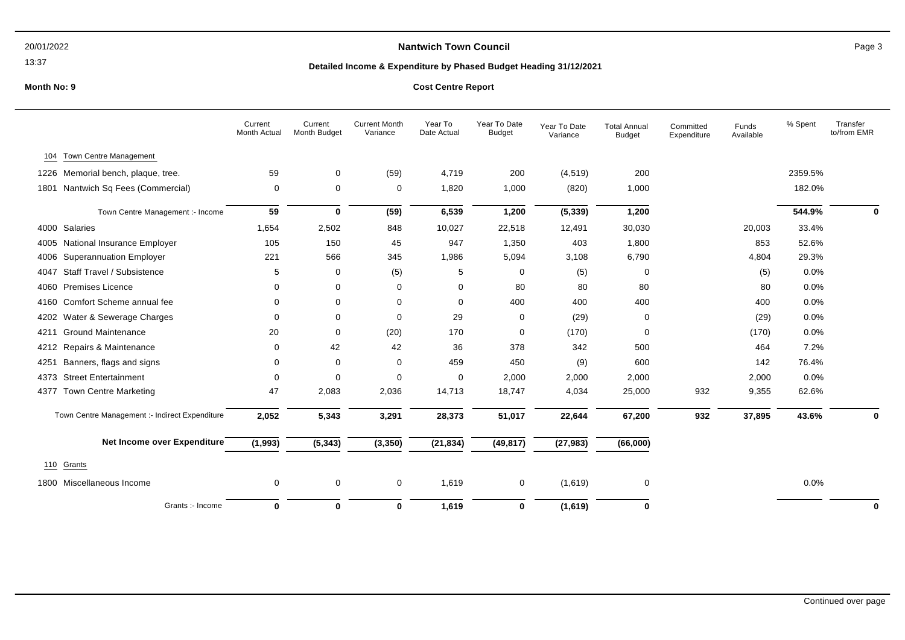# Nantwich Town Council

## Detailed Income & Expenditure by Phased Budget Heading 31/12/2021

**Month No: 9**

**Cost Centre Report**

| | Current Month Actual | Current Month Budget | Current Month Variance | Year To Date Actual | Year To Date Budget | Year To Date Variance | Total Annual Budget | Committed Expenditure | Funds Available | % Spent | Transfer to/from EMR |
|---|---|---|---|---|---|---|---|---|---|---|---|
| **104 Town Centre Management** | | | | | | | | | | | |
| 1226 Memorial bench, plaque, tree. | 59 | 0 | (59) | 4,719 | 200 | (4,519) | 200 | | | 2359.5% | |
| 1801 Nantwich Sq Fees (Commercial) | 0 | 0 | 0 | 1,820 | 1,000 | (820) | 1,000 | | | 182.0% | |
| Town Centre Management :- Income | **59** | **0** | **(59)** | **6,539** | **1,200** | **(5,339)** | **1,200** | | | **544.9%** | **0** |
| 4000 Salaries | 1,654 | 2,502 | 848 | 10,027 | 22,518 | 12,491 | 30,030 | | 20,003 | 33.4% | |
| 4005 National Insurance Employer | 105 | 150 | 45 | 947 | 1,350 | 403 | 1,800 | | 853 | 52.6% | |
| 4006 Superannuation Employer | 221 | 566 | 345 | 1,986 | 5,094 | 3,108 | 6,790 | | 4,804 | 29.3% | |
| 4047 Staff Travel / Subsistence | 5 | 0 | (5) | 5 | 0 | (5) | 0 | | (5) | 0.0% | |
| 4060 Premises Licence | 0 | 0 | 0 | 0 | 80 | 80 | 80 | | 80 | 0.0% | |
| 4160 Comfort Scheme annual fee | 0 | 0 | 0 | 0 | 400 | 400 | 400 | | 400 | 0.0% | |
| 4202 Water & Sewerage Charges | 0 | 0 | 0 | 29 | 0 | (29) | 0 | | (29) | 0.0% | |
| 4211 Ground Maintenance | 20 | 0 | (20) | 170 | 0 | (170) | 0 | | (170) | 0.0% | |
| 4212 Repairs & Maintenance | 0 | 42 | 42 | 36 | 378 | 342 | 500 | | 464 | 7.2% | |
| 4251 Banners, flags and signs | 0 | 0 | 0 | 459 | 450 | (9) | 600 | | 142 | 76.4% | |
| 4373 Street Entertainment | 0 | 0 | 0 | 0 | 2,000 | 2,000 | 2,000 | | 2,000 | 0.0% | |
| 4377 Town Centre Marketing | 47 | 2,083 | 2,036 | 14,713 | 18,747 | 4,034 | 25,000 | 932 | 9,355 | 62.6% | |
| Town Centre Management :- Indirect Expenditure | **2,052** | **5,343** | **3,291** | **28,373** | **51,017** | **22,644** | **67,200** | **932** | **37,895** | **43.6%** | **0** |
| **Net Income over Expenditure** | **(1,993)** | **(5,343)** | **(3,350)** | **(21,834)** | **(49,817)** | **(27,983)** | **(66,000)** | | | | |
| **110 Grants** | | | | | | | | | | | |
| 1800 Miscellaneous Income | 0 | 0 | 0 | 1,619 | 0 | (1,619) | 0 | | | 0.0% | |
| Grants :- Income | **0** | **0** | **0** | **1,619** | **0** | **(1,619)** | **0** | | | | **0** |

Continued over page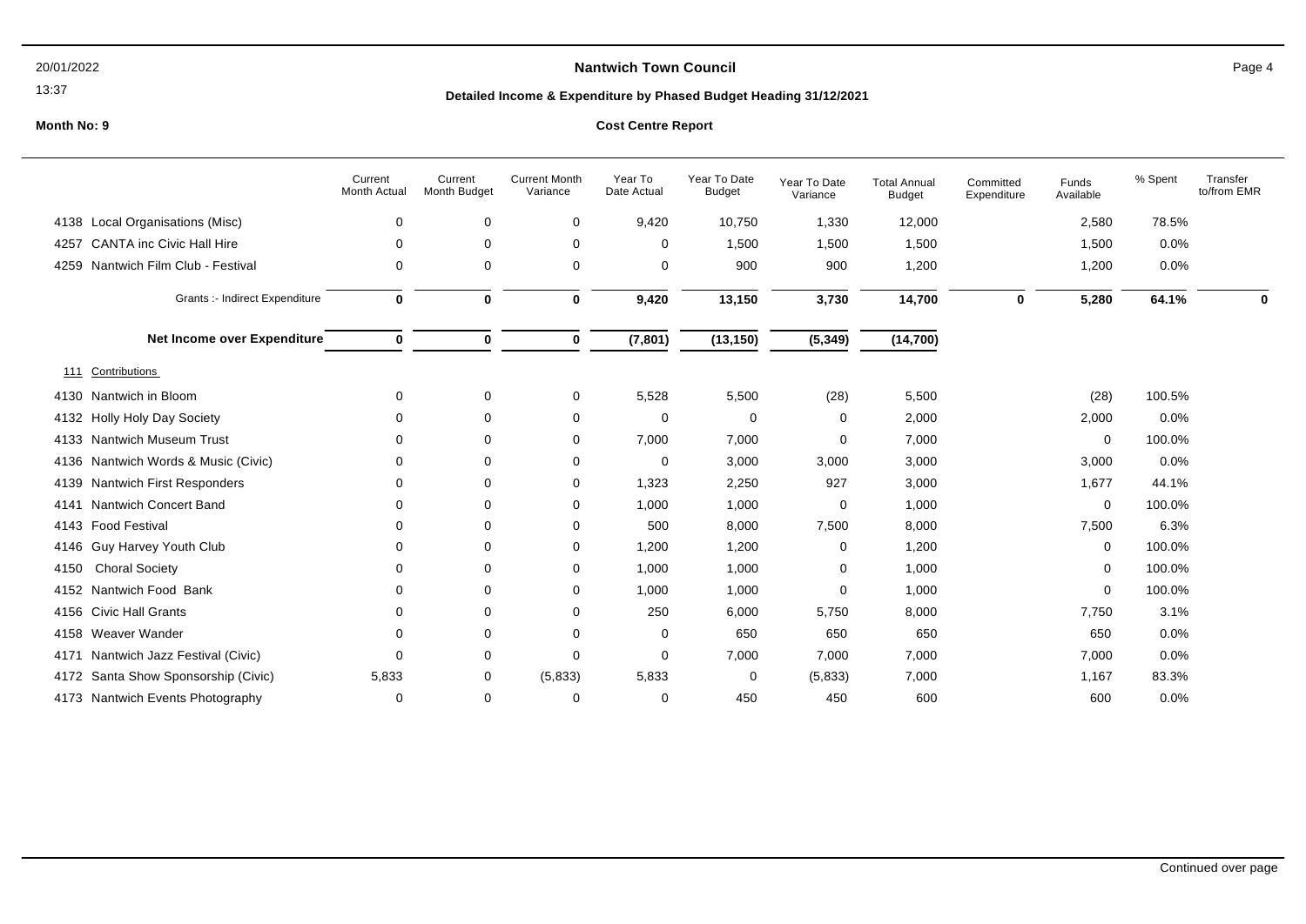**Nantwich Town Council**

**Detailed Income & Expenditure by Phased Budget Heading 31/12/2021**

**Month No: 9**

**Cost Centre Report**

| | Current Month Actual | Current Month Budget | Current Month Variance | Year To Date Actual | Year To Date Budget | Year To Date Variance | Total Annual Budget | Committed Expenditure | Funds Available | % Spent | Transfer to/from EMR |
|---|---|---|---|---|---|---|---|---|---|---|---|
| 4138 Local Organisations (Misc) | 0 | 0 | 0 | 9,420 | 10,750 | 1,330 | 12,000 | | 2,580 | 78.5% | |
| 4257 CANTA inc Civic Hall Hire | 0 | 0 | 0 | 0 | 1,500 | 1,500 | 1,500 | | 1,500 | 0.0% | |
| 4259 Nantwich Film Club - Festival | 0 | 0 | 0 | 0 | 900 | 900 | 1,200 | | 1,200 | 0.0% | |
| Grants :- Indirect Expenditure | **0** | **0** | **0** | **9,420** | **13,150** | **3,730** | **14,700** | **0** | **5,280** | **64.1%** | **0** |
| **Net Income over Expenditure** | **0** | **0** | **0** | **(7,801)** | **(13,150)** | **(5,349)** | **(14,700)** | | | | |
| 111 Contributions | | | | | | | | | | | |
| 4130 Nantwich in Bloom | 0 | 0 | 0 | 5,528 | 5,500 | (28) | 5,500 | | (28) | 100.5% | |
| 4132 Holly Holy Day Society | 0 | 0 | 0 | 0 | 0 | 0 | 2,000 | | 2,000 | 0.0% | |
| 4133 Nantwich Museum Trust | 0 | 0 | 0 | 7,000 | 7,000 | 0 | 7,000 | | 0 | 100.0% | |
| 4136 Nantwich Words & Music (Civic) | 0 | 0 | 0 | 0 | 3,000 | 3,000 | 3,000 | | 3,000 | 0.0% | |
| 4139 Nantwich First Responders | 0 | 0 | 0 | 1,323 | 2,250 | 927 | 3,000 | | 1,677 | 44.1% | |
| 4141 Nantwich Concert Band | 0 | 0 | 0 | 1,000 | 1,000 | 0 | 1,000 | | 0 | 100.0% | |
| 4143 Food Festival | 0 | 0 | 0 | 500 | 8,000 | 7,500 | 8,000 | | 7,500 | 6.3% | |
| 4146 Guy Harvey Youth Club | 0 | 0 | 0 | 1,200 | 1,200 | 0 | 1,200 | | 0 | 100.0% | |
| 4150 Choral Society | 0 | 0 | 0 | 1,000 | 1,000 | 0 | 1,000 | | 0 | 100.0% | |
| 4152 Nantwich Food Bank | 0 | 0 | 0 | 1,000 | 1,000 | 0 | 1,000 | | 0 | 100.0% | |
| 4156 Civic Hall Grants | 0 | 0 | 0 | 250 | 6,000 | 5,750 | 8,000 | | 7,750 | 3.1% | |
| 4158 Weaver Wander | 0 | 0 | 0 | 0 | 650 | 650 | 650 | | 650 | 0.0% | |
| 4171 Nantwich Jazz Festival (Civic) | 0 | 0 | 0 | 0 | 7,000 | 7,000 | 7,000 | | 7,000 | 0.0% | |
| 4172 Santa Show Sponsorship (Civic) | 5,833 | 0 | (5,833) | 5,833 | 0 | (5,833) | 7,000 | | 1,167 | 83.3% | |
| 4173 Nantwich Events Photography | 0 | 0 | 0 | 0 | 450 | 450 | 600 | | 600 | 0.0% | |

Continued over page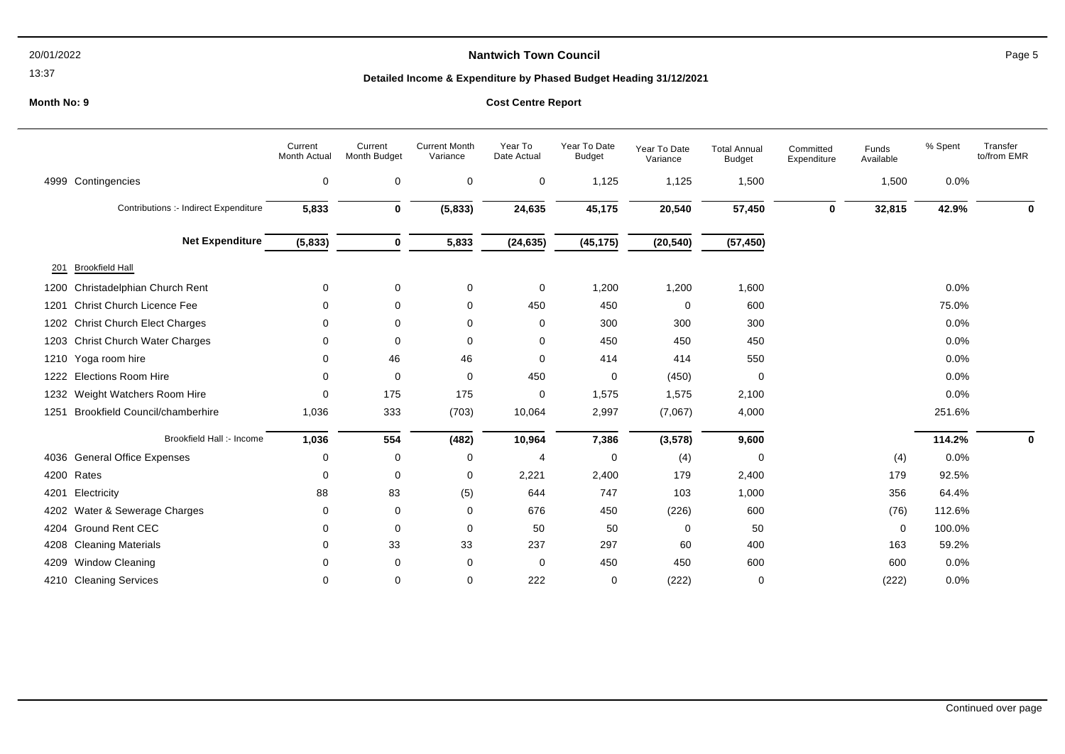**Nantwich Town Council**

**Detailed Income & Expenditure by Phased Budget Heading 31/12/2021**

**Month No: 9**

**Cost Centre Report**

| | Current Month Actual | Current Month Budget | Current Month Variance | Year To Date Actual | Year To Date Budget | Year To Date Variance | Total Annual Budget | Committed Expenditure | Funds Available | % Spent | Transfer to/from EMR |
|---|---|---|---|---|---|---|---|---|---|---|---|
| 4999 Contingencies | 0 | 0 | 0 | 0 | 1,125 | 1,125 | 1,500 | | 1,500 | 0.0% | |
| Contributions :- Indirect Expenditure | **5,833** | **0** | **(5,833)** | **24,635** | **45,175** | **20,540** | **57,450** | **0** | **32,815** | **42.9%** | **0** |
| **Net Expenditure** | **(5,833)** | **0** | **5,833** | **(24,635)** | **(45,175)** | **(20,540)** | **(57,450)** | | | | |
| 201 Brookfield Hall | | | | | | | | | | | |
| 1200 Christadelphian Church Rent | 0 | 0 | 0 | 0 | 1,200 | 1,200 | 1,600 | | | 0.0% | |
| 1201 Christ Church Licence Fee | 0 | 0 | 0 | 450 | 450 | 0 | 600 | | | 75.0% | |
| 1202 Christ Church Elect Charges | 0 | 0 | 0 | 0 | 300 | 300 | 300 | | | 0.0% | |
| 1203 Christ Church Water Charges | 0 | 0 | 0 | 0 | 450 | 450 | 450 | | | 0.0% | |
| 1210 Yoga room hire | 0 | 46 | 46 | 0 | 414 | 414 | 550 | | | 0.0% | |
| 1222 Elections Room Hire | 0 | 0 | 0 | 450 | 0 | (450) | 0 | | | 0.0% | |
| 1232 Weight Watchers Room Hire | 0 | 175 | 175 | 0 | 1,575 | 1,575 | 2,100 | | | 0.0% | |
| 1251 Brookfield Council/chamberhire | 1,036 | 333 | (703) | 10,064 | 2,997 | (7,067) | 4,000 | | | 251.6% | |
| Brookfield Hall :- Income | **1,036** | **554** | **(482)** | **10,964** | **7,386** | **(3,578)** | **9,600** | | | **114.2%** | **0** |
| 4036 General Office Expenses | 0 | 0 | 0 | 4 | 0 | (4) | 0 | | (4) | 0.0% | |
| 4200 Rates | 0 | 0 | 0 | 2,221 | 2,400 | 179 | 2,400 | | 179 | 92.5% | |
| 4201 Electricity | 88 | 83 | (5) | 644 | 747 | 103 | 1,000 | | 356 | 64.4% | |
| 4202 Water & Sewerage Charges | 0 | 0 | 0 | 676 | 450 | (226) | 600 | | (76) | 112.6% | |
| 4204 Ground Rent CEC | 0 | 0 | 0 | 50 | 50 | 0 | 50 | | 0 | 100.0% | |
| 4208 Cleaning Materials | 0 | 33 | 33 | 237 | 297 | 60 | 400 | | 163 | 59.2% | |
| 4209 Window Cleaning | 0 | 0 | 0 | 0 | 450 | 450 | 600 | | 600 | 0.0% | |
| 4210 Cleaning Services | 0 | 0 | 0 | 222 | 0 | (222) | 0 | | (222) | 0.0% | |

Continued over page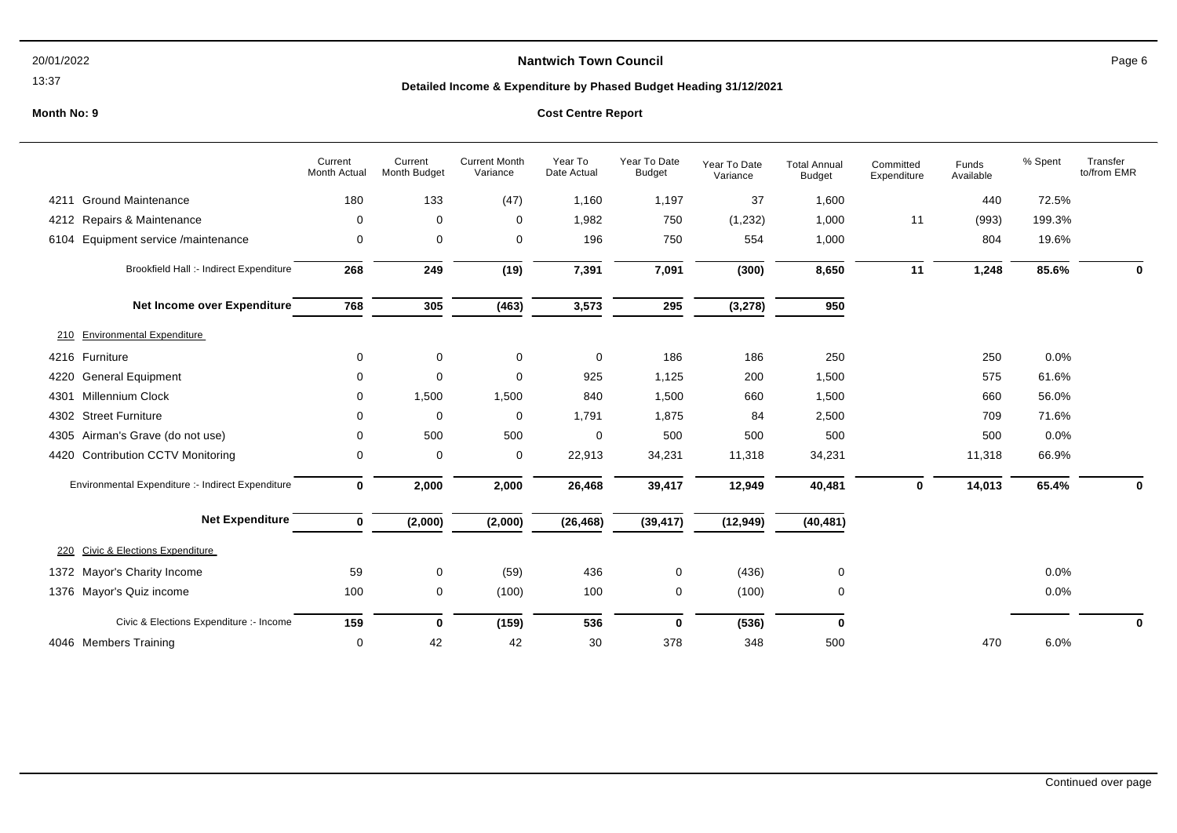**Nantwich Town Council**

**Detailed Income & Expenditure by Phased Budget Heading 31/12/2021**

Month No: 9

**Cost Centre Report**

| | Current Month Actual | Current Month Budget | Current Month Variance | Year To Date Actual | Year To Date Budget | Year To Date Variance | Total Annual Budget | Committed Expenditure | Funds Available | % Spent | Transfer to/from EMR |
|---|---|---|---|---|---|---|---|---|---|---|---|
| 4211 Ground Maintenance | 180 | 133 | (47) | 1,160 | 1,197 | 37 | 1,600 | | 440 | 72.5% | |
| 4212 Repairs & Maintenance | 0 | 0 | 0 | 1,982 | 750 | (1,232) | 1,000 | 11 | (993) | 199.3% | |
| 6104 Equipment service /maintenance | 0 | 0 | 0 | 196 | 750 | 554 | 1,000 | | 804 | 19.6% | |
| Brookfield Hall :- Indirect Expenditure | **268** | **249** | **(19)** | **7,391** | **7,091** | **(300)** | **8,650** | **11** | **1,248** | **85.6%** | **0** |
| **Net Income over Expenditure** | **768** | **305** | **(463)** | **3,573** | **295** | **(3,278)** | **950** | | | | |
| 210 Environmental Expenditure | | | | | | | | | | | |
| 4216 Furniture | 0 | 0 | 0 | 0 | 186 | 186 | 250 | | 250 | 0.0% | |
| 4220 General Equipment | 0 | 0 | 0 | 925 | 1,125 | 200 | 1,500 | | 575 | 61.6% | |
| 4301 Millennium Clock | 0 | 1,500 | 1,500 | 840 | 1,500 | 660 | 1,500 | | 660 | 56.0% | |
| 4302 Street Furniture | 0 | 0 | 0 | 1,791 | 1,875 | 84 | 2,500 | | 709 | 71.6% | |
| 4305 Airman's Grave (do not use) | 0 | 500 | 500 | 0 | 500 | 500 | 500 | | 500 | 0.0% | |
| 4420 Contribution CCTV Monitoring | 0 | 0 | 0 | 22,913 | 34,231 | 11,318 | 34,231 | | 11,318 | 66.9% | |
| Environmental Expenditure :- Indirect Expenditure | **0** | **2,000** | **2,000** | **26,468** | **39,417** | **12,949** | **40,481** | **0** | **14,013** | **65.4%** | **0** |
| **Net Expenditure** | **0** | **(2,000)** | **(2,000)** | **(26,468)** | **(39,417)** | **(12,949)** | **(40,481)** | | | | |
| 220 Civic & Elections Expenditure | | | | | | | | | | | |
| 1372 Mayor's Charity Income | 59 | 0 | (59) | 436 | 0 | (436) | 0 | | | 0.0% | |
| 1376 Mayor's Quiz income | 100 | 0 | (100) | 100 | 0 | (100) | 0 | | | 0.0% | |
| Civic & Elections Expenditure :- Income | **159** | **0** | **(159)** | **536** | **0** | **(536)** | **0** | | | | **0** |
| 4046 Members Training | 0 | 42 | 42 | 30 | 378 | 348 | 500 | | 470 | 6.0% | |

Continued over page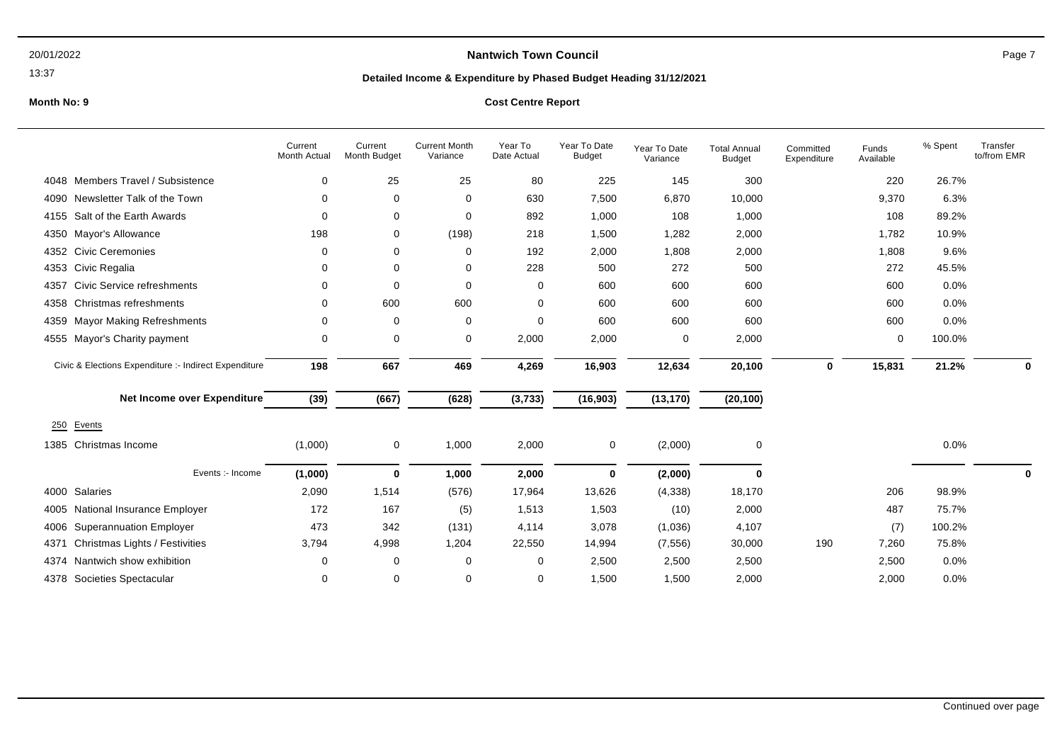# Nantwich Town Council

## Detailed Income & Expenditure by Phased Budget Heading 31/12/2021

**Month No: 9**

**Cost Centre Report**

| | Current Month Actual | Current Month Budget | Current Month Variance | Year To Date Actual | Year To Date Budget | Year To Date Variance | Total Annual Budget | Committed Expenditure | Funds Available | % Spent | Transfer to/from EMR |
|---|---|---|---|---|---|---|---|---|---|---|---|
| 4048 Members Travel / Subsistence | 0 | 25 | 25 | 80 | 225 | 145 | 300 | | 220 | 26.7% | |
| 4090 Newsletter Talk of the Town | 0 | 0 | 0 | 630 | 7,500 | 6,870 | 10,000 | | 9,370 | 6.3% | |
| 4155 Salt of the Earth Awards | 0 | 0 | 0 | 892 | 1,000 | 108 | 1,000 | | 108 | 89.2% | |
| 4350 Mayor's Allowance | 198 | 0 | (198) | 218 | 1,500 | 1,282 | 2,000 | | 1,782 | 10.9% | |
| 4352 Civic Ceremonies | 0 | 0 | 0 | 192 | 2,000 | 1,808 | 2,000 | | 1,808 | 9.6% | |
| 4353 Civic Regalia | 0 | 0 | 0 | 228 | 500 | 272 | 500 | | 272 | 45.5% | |
| 4357 Civic Service refreshments | 0 | 0 | 0 | 0 | 600 | 600 | 600 | | 600 | 0.0% | |
| 4358 Christmas refreshments | 0 | 600 | 600 | 0 | 600 | 600 | 600 | | 600 | 0.0% | |
| 4359 Mayor Making Refreshments | 0 | 0 | 0 | 0 | 600 | 600 | 600 | | 600 | 0.0% | |
| 4555 Mayor's Charity payment | 0 | 0 | 0 | 2,000 | 2,000 | 0 | 2,000 | | 0 | 100.0% | |
| Civic & Elections Expenditure :- Indirect Expenditure | **198** | **667** | **469** | **4,269** | **16,903** | **12,634** | **20,100** | **0** | **15,831** | **21.2%** | **0** |
| **Net Income over Expenditure** | **(39)** | **(667)** | **(628)** | **(3,733)** | **(16,903)** | **(13,170)** | **(20,100)** | | | | |
| 250 Events | | | | | | | | | | | |
| 1385 Christmas Income | (1,000) | 0 | 1,000 | 2,000 | 0 | (2,000) | 0 | | | 0.0% | |
| Events :- Income | **(1,000)** | **0** | **1,000** | **2,000** | **0** | **(2,000)** | **0** | | | | **0** |
| 4000 Salaries | 2,090 | 1,514 | (576) | 17,964 | 13,626 | (4,338) | 18,170 | | 206 | 98.9% | |
| 4005 National Insurance Employer | 172 | 167 | (5) | 1,513 | 1,503 | (10) | 2,000 | | 487 | 75.7% | |
| 4006 Superannuation Employer | 473 | 342 | (131) | 4,114 | 3,078 | (1,036) | 4,107 | | (7) | 100.2% | |
| 4371 Christmas Lights / Festivities | 3,794 | 4,998 | 1,204 | 22,550 | 14,994 | (7,556) | 30,000 | 190 | 7,260 | 75.8% | |
| 4374 Nantwich show exhibition | 0 | 0 | 0 | 0 | 2,500 | 2,500 | 2,500 | | 2,500 | 0.0% | |
| 4378 Societies Spectacular | 0 | 0 | 0 | 0 | 1,500 | 1,500 | 2,000 | | 2,000 | 0.0% | |

Continued over page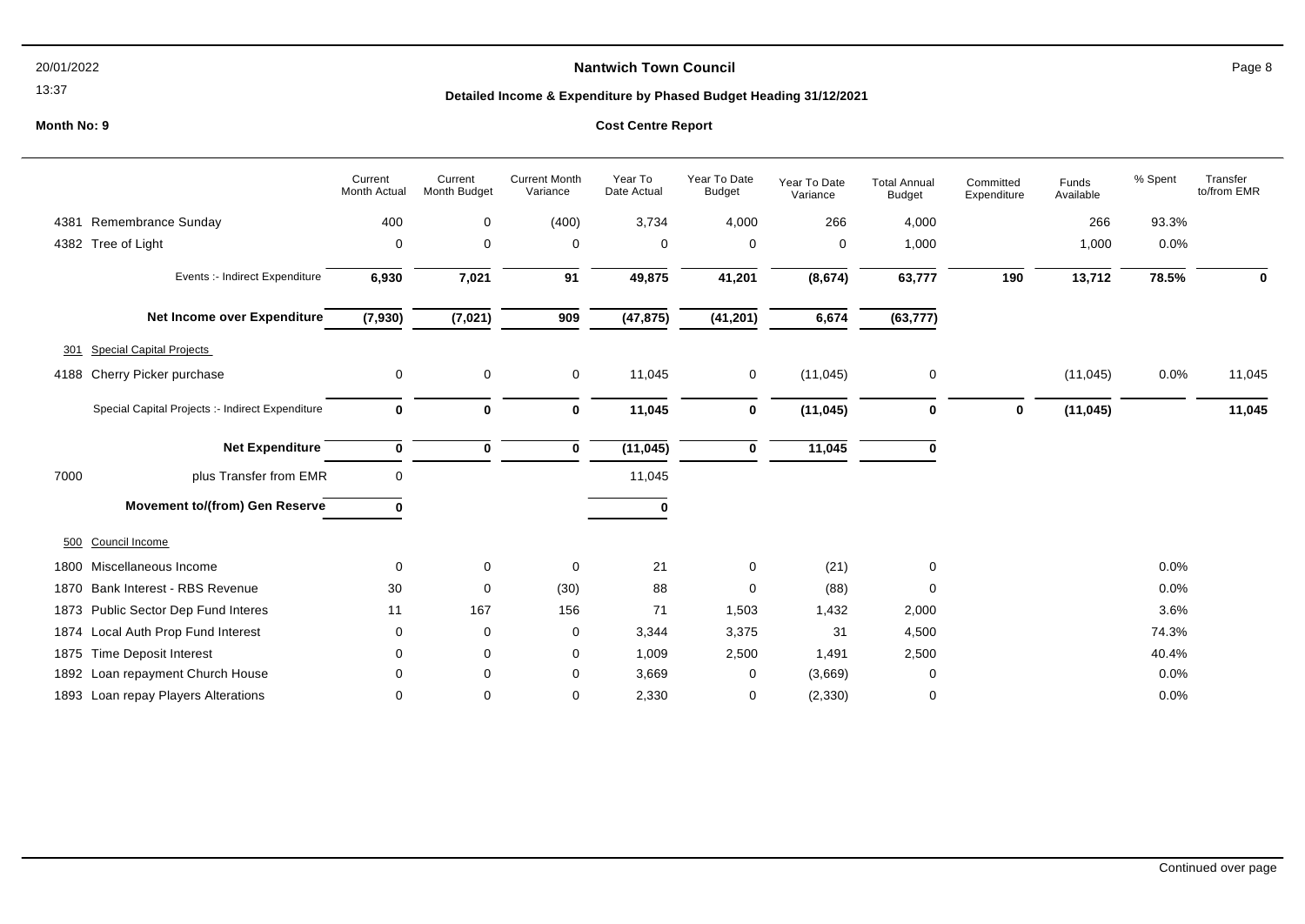**Nantwich Town Council**

**Detailed Income & Expenditure by Phased Budget Heading 31/12/2021**

**Month No: 9**

**Cost Centre Report**

| | | Current Month Actual | Current Month Budget | Current Month Variance | Year To Date Actual | Year To Date Budget | Year To Date Variance | Total Annual Budget | Committed Expenditure | Funds Available | % Spent | Transfer to/from EMR |
|---|---|---|---|---|---|---|---|---|---|---|---|---|
| 4381 | Remembrance Sunday | 400 | 0 | (400) | 3,734 | 4,000 | 266 | 4,000 | | 266 | 93.3% | |
| 4382 | Tree of Light | 0 | 0 | 0 | 0 | 0 | 0 | 1,000 | | 1,000 | 0.0% | |
| | **Events :- Indirect Expenditure** | **6,930** | **7,021** | **91** | **49,875** | **41,201** | **(8,674)** | **63,777** | **190** | **13,712** | **78.5%** | **0** |
| | **Net Income over Expenditure** | **(7,930)** | **(7,021)** | **909** | **(47,875)** | **(41,201)** | **6,674** | **(63,777)** | | | | |
| 301 | Special Capital Projects | | | | | | | | | | | |
| 4188 | Cherry Picker purchase | 0 | 0 | 0 | 11,045 | 0 | (11,045) | 0 | | (11,045) | 0.0% | 11,045 |
| | **Special Capital Projects :- Indirect Expenditure** | **0** | **0** | **0** | **11,045** | **0** | **(11,045)** | **0** | **0** | **(11,045)** | | **11,045** |
| | **Net Expenditure** | **0** | **0** | **0** | **(11,045)** | **0** | **11,045** | **0** | | | | |
| 7000 | plus Transfer from EMR | 0 | | | 11,045 | | | | | | | |
| | **Movement to/(from) Gen Reserve** | **0** | | | **0** | | | | | | | |
| 500 | Council Income | | | | | | | | | | | |
| 1800 | Miscellaneous Income | 0 | 0 | 0 | 21 | 0 | (21) | 0 | | | 0.0% | |
| 1870 | Bank Interest - RBS Revenue | 30 | 0 | (30) | 88 | 0 | (88) | 0 | | | 0.0% | |
| 1873 | Public Sector Dep Fund Interes | 11 | 167 | 156 | 71 | 1,503 | 1,432 | 2,000 | | | 3.6% | |
| 1874 | Local Auth Prop Fund Interest | 0 | 0 | 0 | 3,344 | 3,375 | 31 | 4,500 | | | 74.3% | |
| 1875 | Time Deposit Interest | 0 | 0 | 0 | 1,009 | 2,500 | 1,491 | 2,500 | | | 40.4% | |
| 1892 | Loan repayment Church House | 0 | 0 | 0 | 3,669 | 0 | (3,669) | 0 | | | 0.0% | |
| 1893 | Loan repay Players Alterations | 0 | 0 | 0 | 2,330 | 0 | (2,330) | 0 | | | 0.0% | |

Continued over page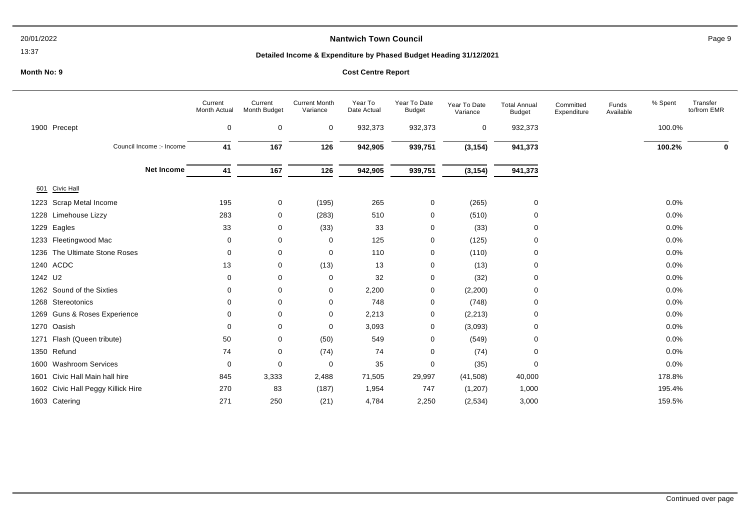**Nantwich Town Council**

**Detailed Income & Expenditure by Phased Budget Heading 31/12/2021**

**Month No: 9**

**Cost Centre Report**

| | Current Month Actual | Current Month Budget | Current Month Variance | Year To Date Actual | Year To Date Budget | Year To Date Variance | Total Annual Budget | Committed Expenditure | Funds Available | % Spent | Transfer to/from EMR |
|---|---|---|---|---|---|---|---|---|---|---|---|
| 1900 Precept | 0 | 0 | 0 | 932,373 | 932,373 | 0 | 932,373 | | | 100.0% | |
| Council Income :- Income | **41** | **167** | **126** | **942,905** | **939,751** | **(3,154)** | **941,373** | | | **100.2%** | **0** |
| **Net Income** | **41** | **167** | **126** | **942,905** | **939,751** | **(3,154)** | **941,373** | | | | |
| 601 Civic Hall | | | | | | | | | | | |
| 1223 Scrap Metal Income | 195 | 0 | (195) | 265 | 0 | (265) | 0 | | | 0.0% | |
| 1228 Limehouse Lizzy | 283 | 0 | (283) | 510 | 0 | (510) | 0 | | | 0.0% | |
| 1229 Eagles | 33 | 0 | (33) | 33 | 0 | (33) | 0 | | | 0.0% | |
| 1233 Fleetingwood Mac | 0 | 0 | 0 | 125 | 0 | (125) | 0 | | | 0.0% | |
| 1236 The Ultimate Stone Roses | 0 | 0 | 0 | 110 | 0 | (110) | 0 | | | 0.0% | |
| 1240 ACDC | 13 | 0 | (13) | 13 | 0 | (13) | 0 | | | 0.0% | |
| 1242 U2 | 0 | 0 | 0 | 32 | 0 | (32) | 0 | | | 0.0% | |
| 1262 Sound of the Sixties | 0 | 0 | 0 | 2,200 | 0 | (2,200) | 0 | | | 0.0% | |
| 1268 Stereotonics | 0 | 0 | 0 | 748 | 0 | (748) | 0 | | | 0.0% | |
| 1269 Guns & Roses Experience | 0 | 0 | 0 | 2,213 | 0 | (2,213) | 0 | | | 0.0% | |
| 1270 Oasish | 0 | 0 | 0 | 3,093 | 0 | (3,093) | 0 | | | 0.0% | |
| 1271 Flash (Queen tribute) | 50 | 0 | (50) | 549 | 0 | (549) | 0 | | | 0.0% | |
| 1350 Refund | 74 | 0 | (74) | 74 | 0 | (74) | 0 | | | 0.0% | |
| 1600 Washroom Services | 0 | 0 | 0 | 35 | 0 | (35) | 0 | | | 0.0% | |
| 1601 Civic Hall Main hall hire | 845 | 3,333 | 2,488 | 71,505 | 29,997 | (41,508) | 40,000 | | | 178.8% | |
| 1602 Civic Hall Peggy Killick Hire | 270 | 83 | (187) | 1,954 | 747 | (1,207) | 1,000 | | | 195.4% | |
| 1603 Catering | 271 | 250 | (21) | 4,784 | 2,250 | (2,534) | 3,000 | | | 159.5% | |

Continued over page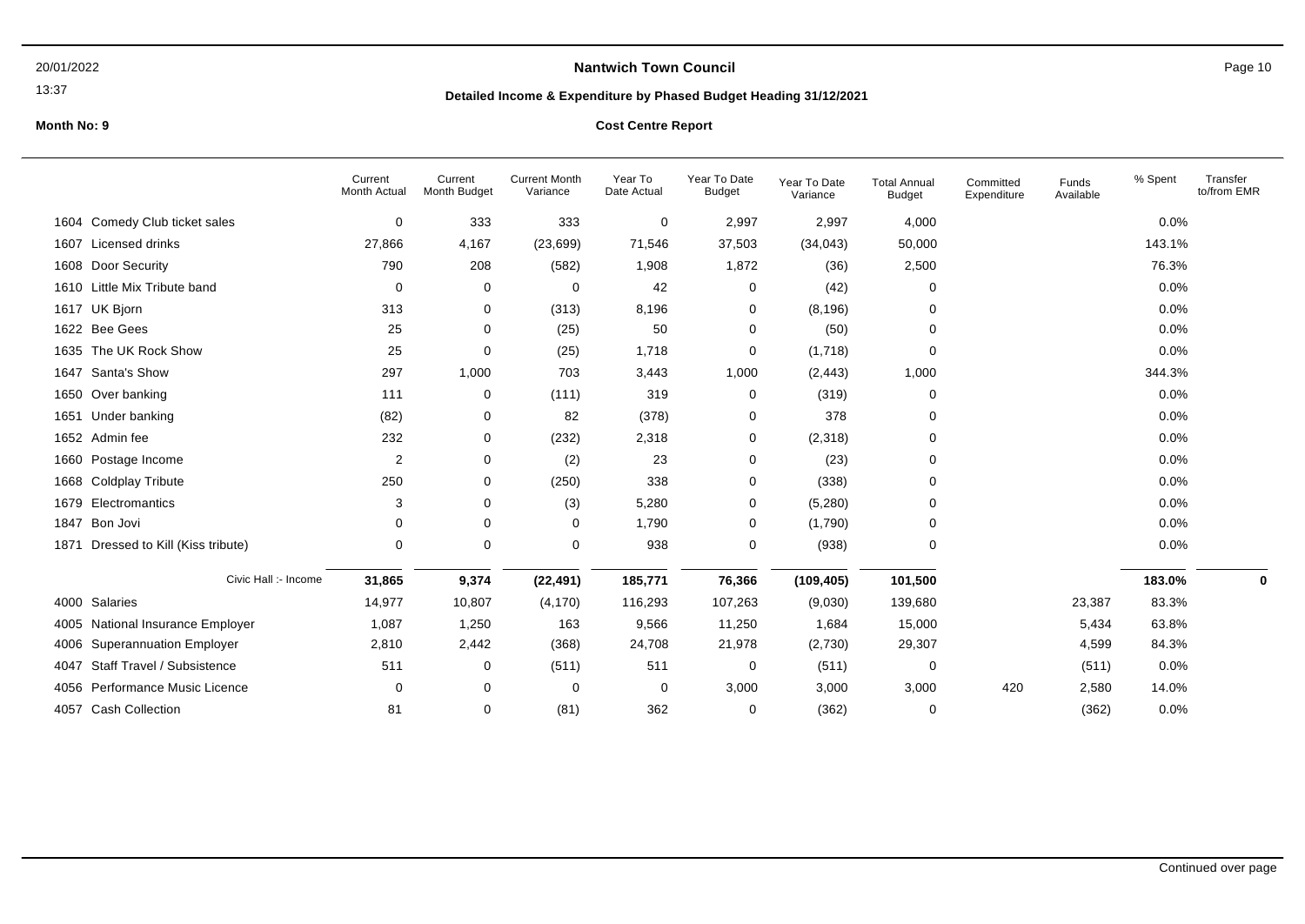**Nantwich Town Council**

**Detailed Income & Expenditure by Phased Budget Heading 31/12/2021**

**Month No: 9**

**Cost Centre Report**

| | Current Month Actual | Current Month Budget | Current Month Variance | Year To Date Actual | Year To Date Budget | Year To Date Variance | Total Annual Budget | Committed Expenditure | Funds Available | % Spent | Transfer to/from EMR |
|---|---|---|---|---|---|---|---|---|---|---|---|
| 1604 Comedy Club ticket sales | 0 | 333 | 333 | 0 | 2,997 | 2,997 | 4,000 | | | 0.0% | |
| 1607 Licensed drinks | 27,866 | 4,167 | (23,699) | 71,546 | 37,503 | (34,043) | 50,000 | | | 143.1% | |
| 1608 Door Security | 790 | 208 | (582) | 1,908 | 1,872 | (36) | 2,500 | | | 76.3% | |
| 1610 Little Mix Tribute band | 0 | 0 | 0 | 42 | 0 | (42) | 0 | | | 0.0% | |
| 1617 UK Bjorn | 313 | 0 | (313) | 8,196 | 0 | (8,196) | 0 | | | 0.0% | |
| 1622 Bee Gees | 25 | 0 | (25) | 50 | 0 | (50) | 0 | | | 0.0% | |
| 1635 The UK Rock Show | 25 | 0 | (25) | 1,718 | 0 | (1,718) | 0 | | | 0.0% | |
| 1647 Santa's Show | 297 | 1,000 | 703 | 3,443 | 1,000 | (2,443) | 1,000 | | | 344.3% | |
| 1650 Over banking | 111 | 0 | (111) | 319 | 0 | (319) | 0 | | | 0.0% | |
| 1651 Under banking | (82) | 0 | 82 | (378) | 0 | 378 | 0 | | | 0.0% | |
| 1652 Admin fee | 232 | 0 | (232) | 2,318 | 0 | (2,318) | 0 | | | 0.0% | |
| 1660 Postage Income | 2 | 0 | (2) | 23 | 0 | (23) | 0 | | | 0.0% | |
| 1668 Coldplay Tribute | 250 | 0 | (250) | 338 | 0 | (338) | 0 | | | 0.0% | |
| 1679 Electromantics | 3 | 0 | (3) | 5,280 | 0 | (5,280) | 0 | | | 0.0% | |
| 1847 Bon Jovi | 0 | 0 | 0 | 1,790 | 0 | (1,790) | 0 | | | 0.0% | |
| 1871 Dressed to Kill (Kiss tribute) | 0 | 0 | 0 | 938 | 0 | (938) | 0 | | | 0.0% | |
| Civic Hall :- Income | **31,865** | **9,374** | **(22,491)** | **185,771** | **76,366** | **(109,405)** | **101,500** | | | **183.0%** | **0** |
| 4000 Salaries | 14,977 | 10,807 | (4,170) | 116,293 | 107,263 | (9,030) | 139,680 | | 23,387 | 83.3% | |
| 4005 National Insurance Employer | 1,087 | 1,250 | 163 | 9,566 | 11,250 | 1,684 | 15,000 | | 5,434 | 63.8% | |
| 4006 Superannuation Employer | 2,810 | 2,442 | (368) | 24,708 | 21,978 | (2,730) | 29,307 | | 4,599 | 84.3% | |
| 4047 Staff Travel / Subsistence | 511 | 0 | (511) | 511 | 0 | (511) | 0 | | (511) | 0.0% | |
| 4056 Performance Music Licence | 0 | 0 | 0 | 0 | 3,000 | 3,000 | 3,000 | 420 | 2,580 | 14.0% | |
| 4057 Cash Collection | 81 | 0 | (81) | 362 | 0 | (362) | 0 | | (362) | 0.0% | |

Continued over page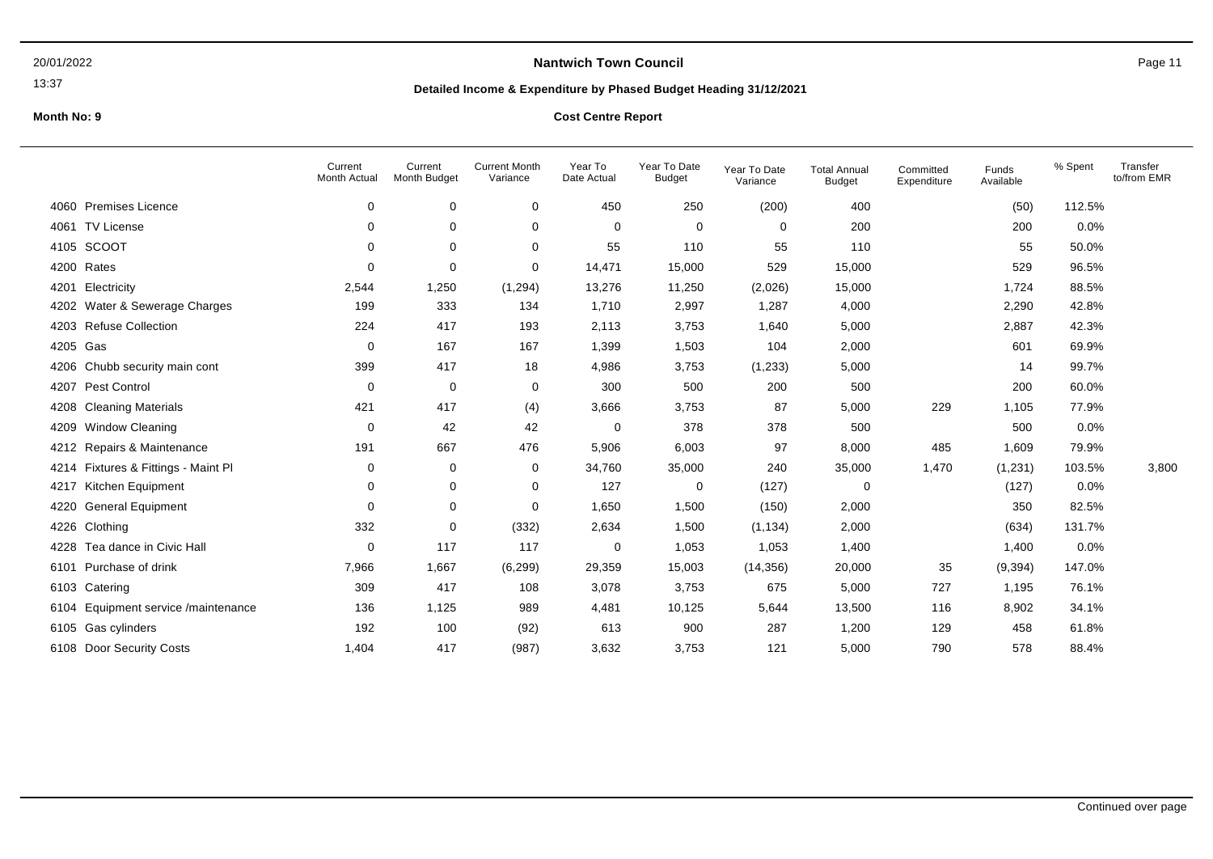## Nantwich Town Council

### Detailed Income & Expenditure by Phased Budget Heading 31/12/2021

**Month No: 9**

**Cost Centre Report**

| | | Current Month Actual | Current Month Budget | Current Month Variance | Year To Date Actual | Year To Date Budget | Year To Date Variance | Total Annual Budget | Committed Expenditure | Funds Available | % Spent | Transfer to/from EMR |
|---|---|---|---|---|---|---|---|---|---|---|---|---|
| 4060 | Premises Licence | 0 | 0 | 0 | 450 | 250 | (200) | 400 | | (50) | 112.5% | |
| 4061 | TV License | 0 | 0 | 0 | 0 | 0 | 0 | 200 | | 200 | 0.0% | |
| 4105 | SCOOT | 0 | 0 | 0 | 55 | 110 | 55 | 110 | | 55 | 50.0% | |
| 4200 | Rates | 0 | 0 | 0 | 14,471 | 15,000 | 529 | 15,000 | | 529 | 96.5% | |
| 4201 | Electricity | 2,544 | 1,250 | (1,294) | 13,276 | 11,250 | (2,026) | 15,000 | | 1,724 | 88.5% | |
| 4202 | Water & Sewerage Charges | 199 | 333 | 134 | 1,710 | 2,997 | 1,287 | 4,000 | | 2,290 | 42.8% | |
| 4203 | Refuse Collection | 224 | 417 | 193 | 2,113 | 3,753 | 1,640 | 5,000 | | 2,887 | 42.3% | |
| 4205 | Gas | 0 | 167 | 167 | 1,399 | 1,503 | 104 | 2,000 | | 601 | 69.9% | |
| 4206 | Chubb security main cont | 399 | 417 | 18 | 4,986 | 3,753 | (1,233) | 5,000 | | 14 | 99.7% | |
| 4207 | Pest Control | 0 | 0 | 0 | 300 | 500 | 200 | 500 | | 200 | 60.0% | |
| 4208 | Cleaning Materials | 421 | 417 | (4) | 3,666 | 3,753 | 87 | 5,000 | 229 | 1,105 | 77.9% | |
| 4209 | Window Cleaning | 0 | 42 | 42 | 0 | 378 | 378 | 500 | | 500 | 0.0% | |
| 4212 | Repairs & Maintenance | 191 | 667 | 476 | 5,906 | 6,003 | 97 | 8,000 | 485 | 1,609 | 79.9% | |
| 4214 | Fixtures & Fittings - Maint Pl | 0 | 0 | 0 | 34,760 | 35,000 | 240 | 35,000 | 1,470 | (1,231) | 103.5% | 3,800 |
| 4217 | Kitchen Equipment | 0 | 0 | 0 | 127 | 0 | (127) | 0 | | (127) | 0.0% | |
| 4220 | General Equipment | 0 | 0 | 0 | 1,650 | 1,500 | (150) | 2,000 | | 350 | 82.5% | |
| 4226 | Clothing | 332 | 0 | (332) | 2,634 | 1,500 | (1,134) | 2,000 | | (634) | 131.7% | |
| 4228 | Tea dance in Civic Hall | 0 | 117 | 117 | 0 | 1,053 | 1,053 | 1,400 | | 1,400 | 0.0% | |
| 6101 | Purchase of drink | 7,966 | 1,667 | (6,299) | 29,359 | 15,003 | (14,356) | 20,000 | 35 | (9,394) | 147.0% | |
| 6103 | Catering | 309 | 417 | 108 | 3,078 | 3,753 | 675 | 5,000 | 727 | 1,195 | 76.1% | |
| 6104 | Equipment service /maintenance | 136 | 1,125 | 989 | 4,481 | 10,125 | 5,644 | 13,500 | 116 | 8,902 | 34.1% | |
| 6105 | Gas cylinders | 192 | 100 | (92) | 613 | 900 | 287 | 1,200 | 129 | 458 | 61.8% | |
| 6108 | Door Security Costs | 1,404 | 417 | (987) | 3,632 | 3,753 | 121 | 5,000 | 790 | 578 | 88.4% | |

Continued over page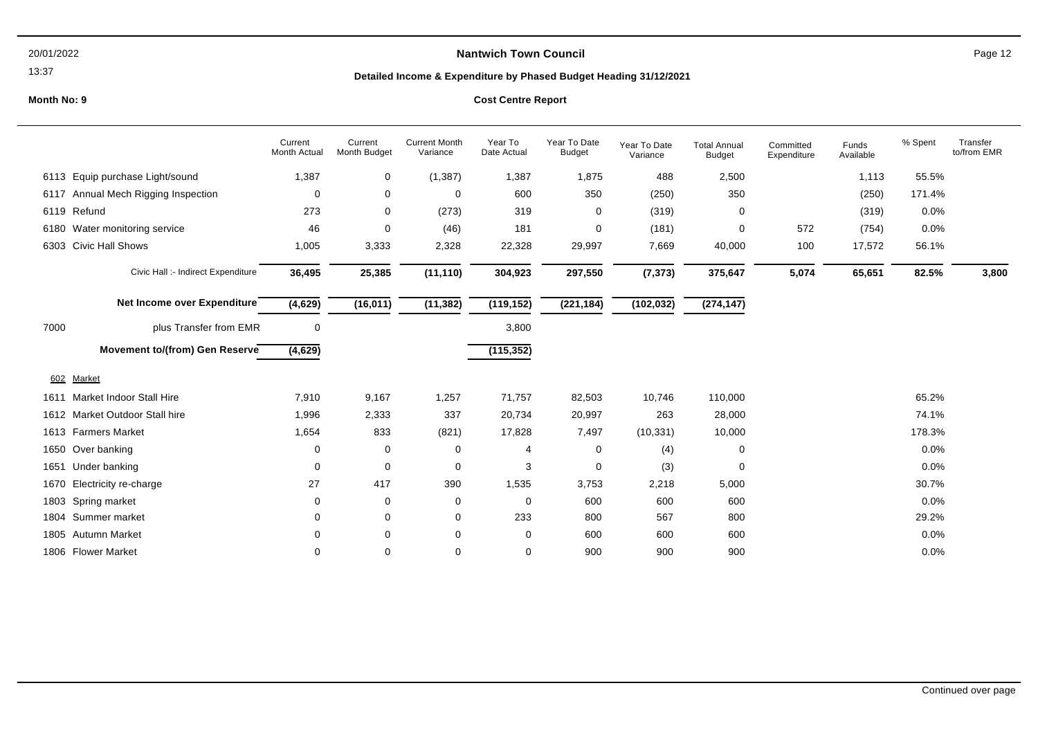**Nantwich Town Council**

**Detailed Income & Expenditure by Phased Budget Heading 31/12/2021**

**Month No: 9**

**Cost Centre Report**

| | | Current Month Actual | Current Month Budget | Current Month Variance | Year To Date Actual | Year To Date Budget | Year To Date Variance | Total Annual Budget | Committed Expenditure | Funds Available | % Spent | Transfer to/from EMR |
|---|---|---|---|---|---|---|---|---|---|---|---|---|
| 6113 | Equip purchase Light/sound | 1,387 | 0 | (1,387) | 1,387 | 1,875 | 488 | 2,500 | | 1,113 | 55.5% | |
| 6117 | Annual Mech Rigging Inspection | 0 | 0 | 0 | 600 | 350 | (250) | 350 | | (250) | 171.4% | |
| 6119 | Refund | 273 | 0 | (273) | 319 | 0 | (319) | 0 | | (319) | 0.0% | |
| 6180 | Water monitoring service | 46 | 0 | (46) | 181 | 0 | (181) | 0 | 572 | (754) | 0.0% | |
| 6303 | Civic Hall Shows | 1,005 | 3,333 | 2,328 | 22,328 | 29,997 | 7,669 | 40,000 | 100 | 17,572 | 56.1% | |
| | Civic Hall :- Indirect Expenditure | **36,495** | **25,385** | **(11,110)** | **304,923** | **297,550** | **(7,373)** | **375,647** | **5,074** | **65,651** | **82.5%** | **3,800** |
| | **Net Income over Expenditure** | **(4,629)** | **(16,011)** | **(11,382)** | **(119,152)** | **(221,184)** | **(102,032)** | **(274,147)** | | | | |
| 7000 | plus Transfer from EMR | 0 | | | 3,800 | | | | | | | |
| | **Movement to/(from) Gen Reserve** | **(4,629)** | | | **(115,352)** | | | | | | | |
| 602 | Market | | | | | | | | | | | |
| 1611 | Market Indoor Stall Hire | 7,910 | 9,167 | 1,257 | 71,757 | 82,503 | 10,746 | 110,000 | | | 65.2% | |
| 1612 | Market Outdoor Stall hire | 1,996 | 2,333 | 337 | 20,734 | 20,997 | 263 | 28,000 | | | 74.1% | |
| 1613 | Farmers Market | 1,654 | 833 | (821) | 17,828 | 7,497 | (10,331) | 10,000 | | | 178.3% | |
| 1650 | Over banking | 0 | 0 | 0 | 4 | 0 | (4) | 0 | | | 0.0% | |
| 1651 | Under banking | 0 | 0 | 0 | 3 | 0 | (3) | 0 | | | 0.0% | |
| 1670 | Electricity re-charge | 27 | 417 | 390 | 1,535 | 3,753 | 2,218 | 5,000 | | | 30.7% | |
| 1803 | Spring market | 0 | 0 | 0 | 0 | 600 | 600 | 600 | | | 0.0% | |
| 1804 | Summer market | 0 | 0 | 0 | 233 | 800 | 567 | 800 | | | 29.2% | |
| 1805 | Autumn Market | 0 | 0 | 0 | 0 | 600 | 600 | 600 | | | 0.0% | |
| 1806 | Flower Market | 0 | 0 | 0 | 0 | 900 | 900 | 900 | | | 0.0% | |

Continued over page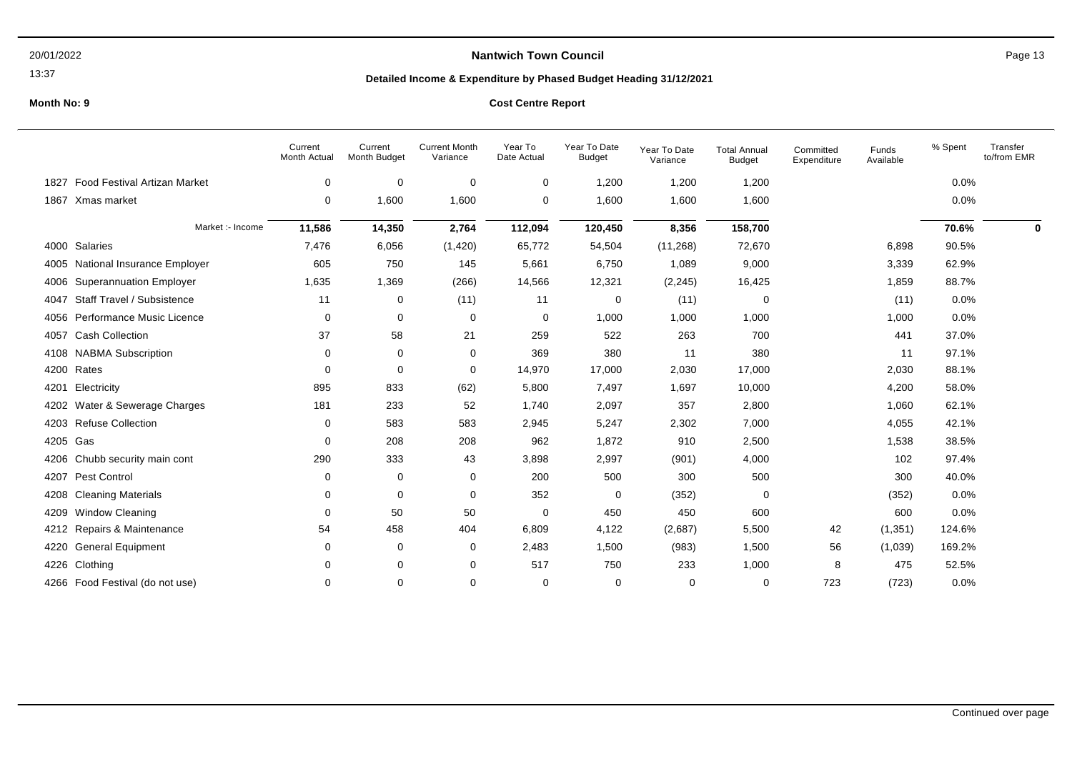**Nantwich Town Council**

**Detailed Income & Expenditure by Phased Budget Heading 31/12/2021**

**Month No: 9**

**Cost Centre Report**

| | Current Month Actual | Current Month Budget | Current Month Variance | Year To Date Actual | Year To Date Budget | Year To Date Variance | Total Annual Budget | Committed Expenditure | Funds Available | % Spent | Transfer to/from EMR |
|---|---|---|---|---|---|---|---|---|---|---|---|
| 1827 Food Festival Artizan Market | 0 | 0 | 0 | 0 | 1,200 | 1,200 | 1,200 | | | 0.0% | |
| 1867 Xmas market | 0 | 1,600 | 1,600 | 0 | 1,600 | 1,600 | 1,600 | | | 0.0% | |
| Market :- Income | **11,586** | **14,350** | **2,764** | **112,094** | **120,450** | **8,356** | **158,700** | | | **70.6%** | **0** |
| 4000 Salaries | 7,476 | 6,056 | (1,420) | 65,772 | 54,504 | (11,268) | 72,670 | | 6,898 | 90.5% | |
| 4005 National Insurance Employer | 605 | 750 | 145 | 5,661 | 6,750 | 1,089 | 9,000 | | 3,339 | 62.9% | |
| 4006 Superannuation Employer | 1,635 | 1,369 | (266) | 14,566 | 12,321 | (2,245) | 16,425 | | 1,859 | 88.7% | |
| 4047 Staff Travel / Subsistence | 11 | 0 | (11) | 11 | 0 | (11) | 0 | | (11) | 0.0% | |
| 4056 Performance Music Licence | 0 | 0 | 0 | 0 | 1,000 | 1,000 | 1,000 | | 1,000 | 0.0% | |
| 4057 Cash Collection | 37 | 58 | 21 | 259 | 522 | 263 | 700 | | 441 | 37.0% | |
| 4108 NABMA Subscription | 0 | 0 | 0 | 369 | 380 | 11 | 380 | | 11 | 97.1% | |
| 4200 Rates | 0 | 0 | 0 | 14,970 | 17,000 | 2,030 | 17,000 | | 2,030 | 88.1% | |
| 4201 Electricity | 895 | 833 | (62) | 5,800 | 7,497 | 1,697 | 10,000 | | 4,200 | 58.0% | |
| 4202 Water & Sewerage Charges | 181 | 233 | 52 | 1,740 | 2,097 | 357 | 2,800 | | 1,060 | 62.1% | |
| 4203 Refuse Collection | 0 | 583 | 583 | 2,945 | 5,247 | 2,302 | 7,000 | | 4,055 | 42.1% | |
| 4205 Gas | 0 | 208 | 208 | 962 | 1,872 | 910 | 2,500 | | 1,538 | 38.5% | |
| 4206 Chubb security main cont | 290 | 333 | 43 | 3,898 | 2,997 | (901) | 4,000 | | 102 | 97.4% | |
| 4207 Pest Control | 0 | 0 | 0 | 200 | 500 | 300 | 500 | | 300 | 40.0% | |
| 4208 Cleaning Materials | 0 | 0 | 0 | 352 | 0 | (352) | 0 | | (352) | 0.0% | |
| 4209 Window Cleaning | 0 | 50 | 50 | 0 | 450 | 450 | 600 | | 600 | 0.0% | |
| 4212 Repairs & Maintenance | 54 | 458 | 404 | 6,809 | 4,122 | (2,687) | 5,500 | 42 | (1,351) | 124.6% | |
| 4220 General Equipment | 0 | 0 | 0 | 2,483 | 1,500 | (983) | 1,500 | 56 | (1,039) | 169.2% | |
| 4226 Clothing | 0 | 0 | 0 | 517 | 750 | 233 | 1,000 | 8 | 475 | 52.5% | |
| 4266 Food Festival (do not use) | 0 | 0 | 0 | 0 | 0 | 0 | 0 | 723 | (723) | 0.0% | |

Continued over page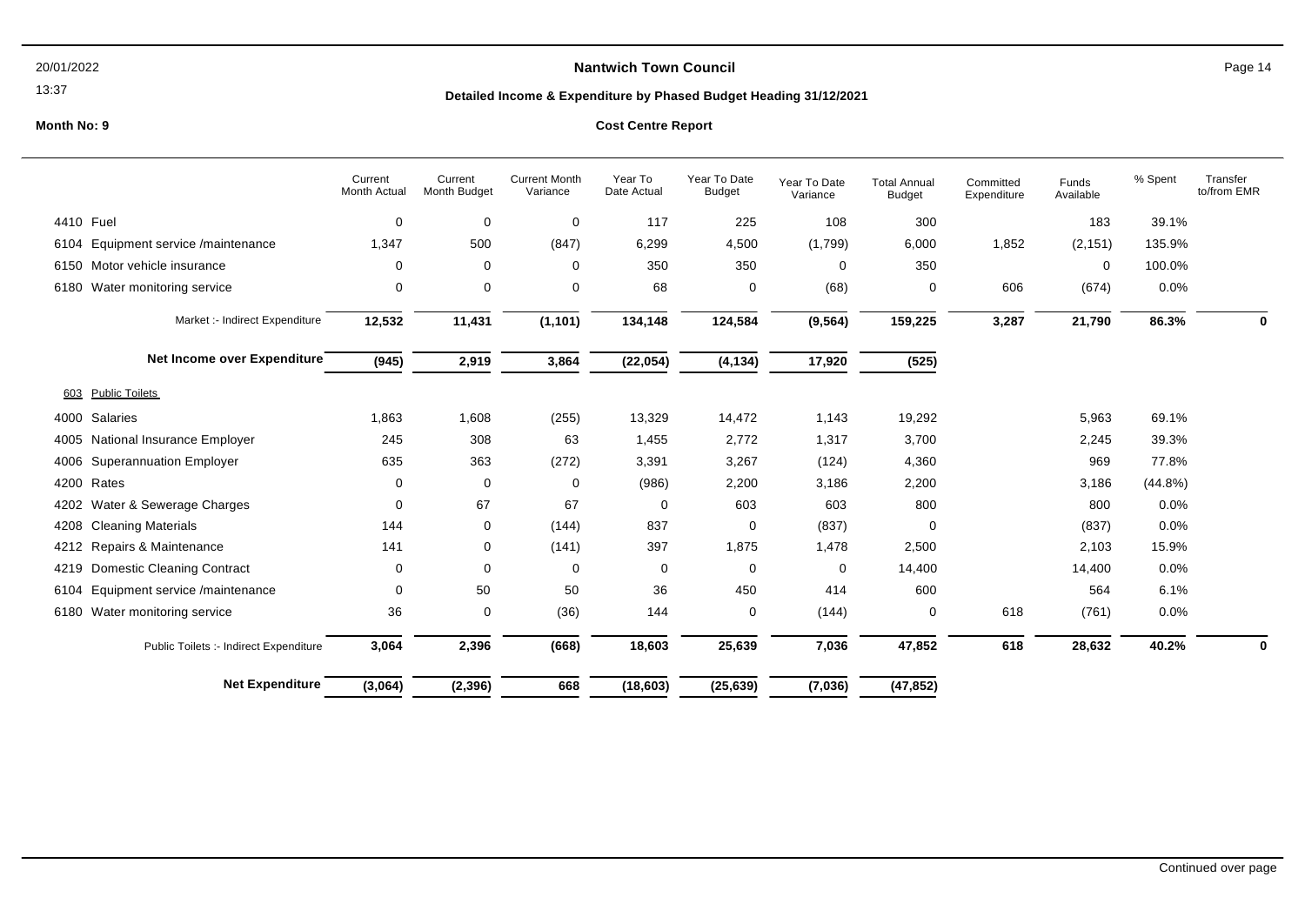**Nantwich Town Council**

**Detailed Income & Expenditure by Phased Budget Heading 31/12/2021**

**Month No: 9**

**Cost Centre Report**

| | Current Month Actual | Current Month Budget | Current Month Variance | Year To Date Actual | Year To Date Budget | Year To Date Variance | Total Annual Budget | Committed Expenditure | Funds Available | % Spent | Transfer to/from EMR |
|---|---|---|---|---|---|---|---|---|---|---|---|
| 4410 Fuel | 0 | 0 | 0 | 117 | 225 | 108 | 300 | | 183 | 39.1% | |
| 6104 Equipment service /maintenance | 1,347 | 500 | (847) | 6,299 | 4,500 | (1,799) | 6,000 | 1,852 | (2,151) | 135.9% | |
| 6150 Motor vehicle insurance | 0 | 0 | 0 | 350 | 350 | 0 | 350 | | 0 | 100.0% | |
| 6180 Water monitoring service | 0 | 0 | 0 | 68 | 0 | (68) | 0 | 606 | (674) | 0.0% | |
| Market :- Indirect Expenditure | **12,532** | **11,431** | **(1,101)** | **134,148** | **124,584** | **(9,564)** | **159,225** | **3,287** | **21,790** | **86.3%** | **0** |
| **Net Income over Expenditure** | **(945)** | **2,919** | **3,864** | **(22,054)** | **(4,134)** | **17,920** | **(525)** | | | | |
| 603 Public Toilets | | | | | | | | | | | |
| 4000 Salaries | 1,863 | 1,608 | (255) | 13,329 | 14,472 | 1,143 | 19,292 | | 5,963 | 69.1% | |
| 4005 National Insurance Employer | 245 | 308 | 63 | 1,455 | 2,772 | 1,317 | 3,700 | | 2,245 | 39.3% | |
| 4006 Superannuation Employer | 635 | 363 | (272) | 3,391 | 3,267 | (124) | 4,360 | | 969 | 77.8% | |
| 4200 Rates | 0 | 0 | 0 | (986) | 2,200 | 3,186 | 2,200 | | 3,186 | (44.8%) | |
| 4202 Water & Sewerage Charges | 0 | 67 | 67 | 0 | 603 | 603 | 800 | | 800 | 0.0% | |
| 4208 Cleaning Materials | 144 | 0 | (144) | 837 | 0 | (837) | 0 | | (837) | 0.0% | |
| 4212 Repairs & Maintenance | 141 | 0 | (141) | 397 | 1,875 | 1,478 | 2,500 | | 2,103 | 15.9% | |
| 4219 Domestic Cleaning Contract | 0 | 0 | 0 | 0 | 0 | 0 | 14,400 | | 14,400 | 0.0% | |
| 6104 Equipment service /maintenance | 0 | 50 | 50 | 36 | 450 | 414 | 600 | | 564 | 6.1% | |
| 6180 Water monitoring service | 36 | 0 | (36) | 144 | 0 | (144) | 0 | 618 | (761) | 0.0% | |
| Public Toilets :- Indirect Expenditure | **3,064** | **2,396** | **(668)** | **18,603** | **25,639** | **7,036** | **47,852** | **618** | **28,632** | **40.2%** | **0** |
| **Net Expenditure** | **(3,064)** | **(2,396)** | **668** | **(18,603)** | **(25,639)** | **(7,036)** | **(47,852)** | | | | |

Continued over page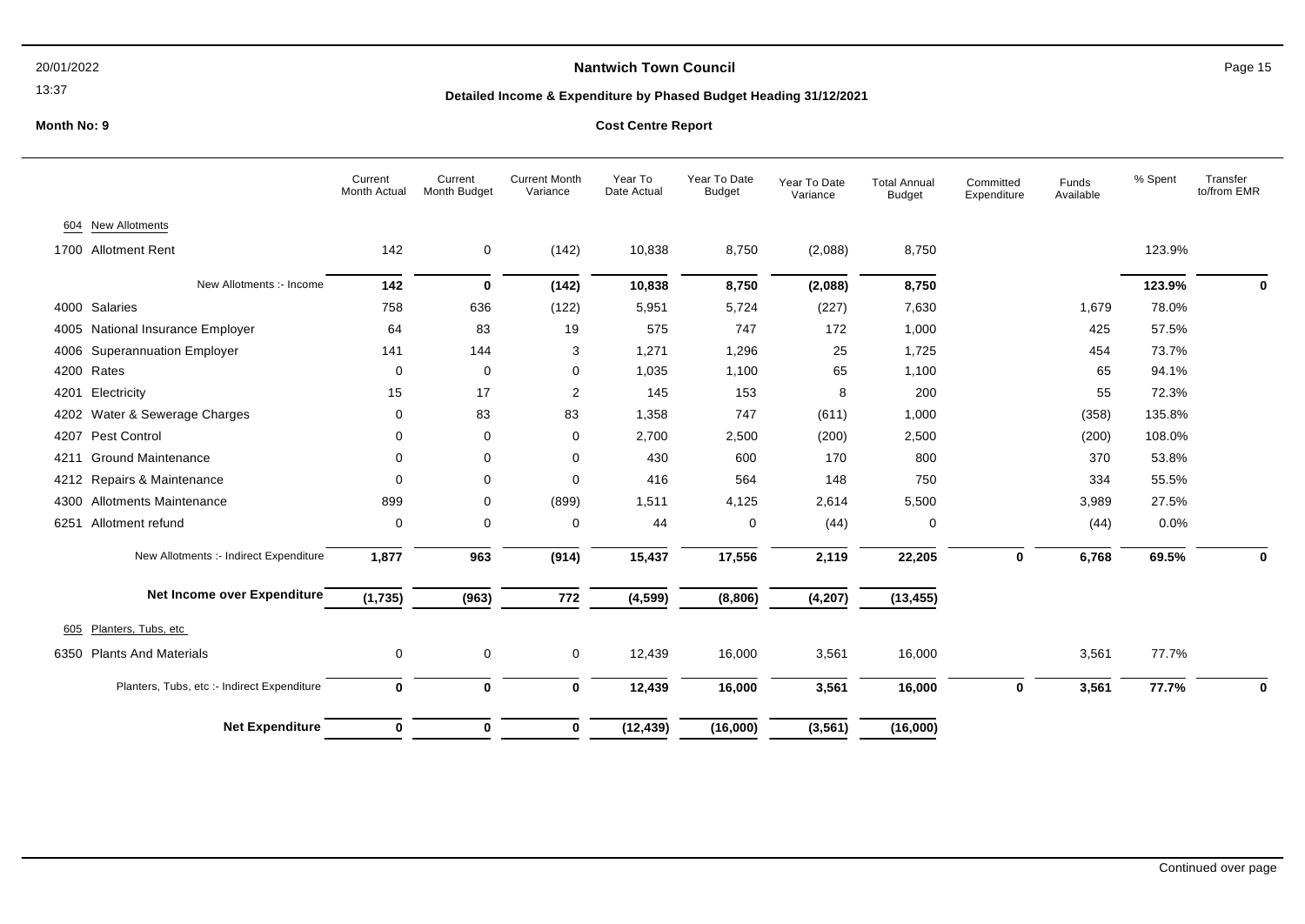**Nantwich Town Council**

**Detailed Income & Expenditure by Phased Budget Heading 31/12/2021**

**Month No: 9**

**Cost Centre Report**

| | Current Month Actual | Current Month Budget | Current Month Variance | Year To Date Actual | Year To Date Budget | Year To Date Variance | Total Annual Budget | Committed Expenditure | Funds Available | % Spent | Transfer to/from EMR |
|---|---|---|---|---|---|---|---|---|---|---|---|
| **604 New Allotments** | | | | | | | | | | | |
| 1700 Allotment Rent | 142 | 0 | (142) | 10,838 | 8,750 | (2,088) | 8,750 | | | 123.9% | |
| New Allotments :- Income | **142** | **0** | **(142)** | **10,838** | **8,750** | **(2,088)** | **8,750** | | | **123.9%** | **0** |
| 4000 Salaries | 758 | 636 | (122) | 5,951 | 5,724 | (227) | 7,630 | | 1,679 | 78.0% | |
| 4005 National Insurance Employer | 64 | 83 | 19 | 575 | 747 | 172 | 1,000 | | 425 | 57.5% | |
| 4006 Superannuation Employer | 141 | 144 | 3 | 1,271 | 1,296 | 25 | 1,725 | | 454 | 73.7% | |
| 4200 Rates | 0 | 0 | 0 | 1,035 | 1,100 | 65 | 1,100 | | 65 | 94.1% | |
| 4201 Electricity | 15 | 17 | 2 | 145 | 153 | 8 | 200 | | 55 | 72.3% | |
| 4202 Water & Sewerage Charges | 0 | 83 | 83 | 1,358 | 747 | (611) | 1,000 | | (358) | 135.8% | |
| 4207 Pest Control | 0 | 0 | 0 | 2,700 | 2,500 | (200) | 2,500 | | (200) | 108.0% | |
| 4211 Ground Maintenance | 0 | 0 | 0 | 430 | 600 | 170 | 800 | | 370 | 53.8% | |
| 4212 Repairs & Maintenance | 0 | 0 | 0 | 416 | 564 | 148 | 750 | | 334 | 55.5% | |
| 4300 Allotments Maintenance | 899 | 0 | (899) | 1,511 | 4,125 | 2,614 | 5,500 | | 3,989 | 27.5% | |
| 6251 Allotment refund | 0 | 0 | 0 | 44 | 0 | (44) | 0 | | (44) | 0.0% | |
| New Allotments :- Indirect Expenditure | **1,877** | **963** | **(914)** | **15,437** | **17,556** | **2,119** | **22,205** | **0** | **6,768** | **69.5%** | **0** |
| **Net Income over Expenditure** | **(1,735)** | **(963)** | **772** | **(4,599)** | **(8,806)** | **(4,207)** | **(13,455)** | | | | |
| **605 Planters, Tubs, etc** | | | | | | | | | | | |
| 6350 Plants And Materials | 0 | 0 | 0 | 12,439 | 16,000 | 3,561 | 16,000 | | 3,561 | 77.7% | |
| Planters, Tubs, etc :- Indirect Expenditure | **0** | **0** | **0** | **12,439** | **16,000** | **3,561** | **16,000** | **0** | **3,561** | **77.7%** | **0** |
| **Net Expenditure** | **0** | **0** | **0** | **(12,439)** | **(16,000)** | **(3,561)** | **(16,000)** | | | | |

Continued over page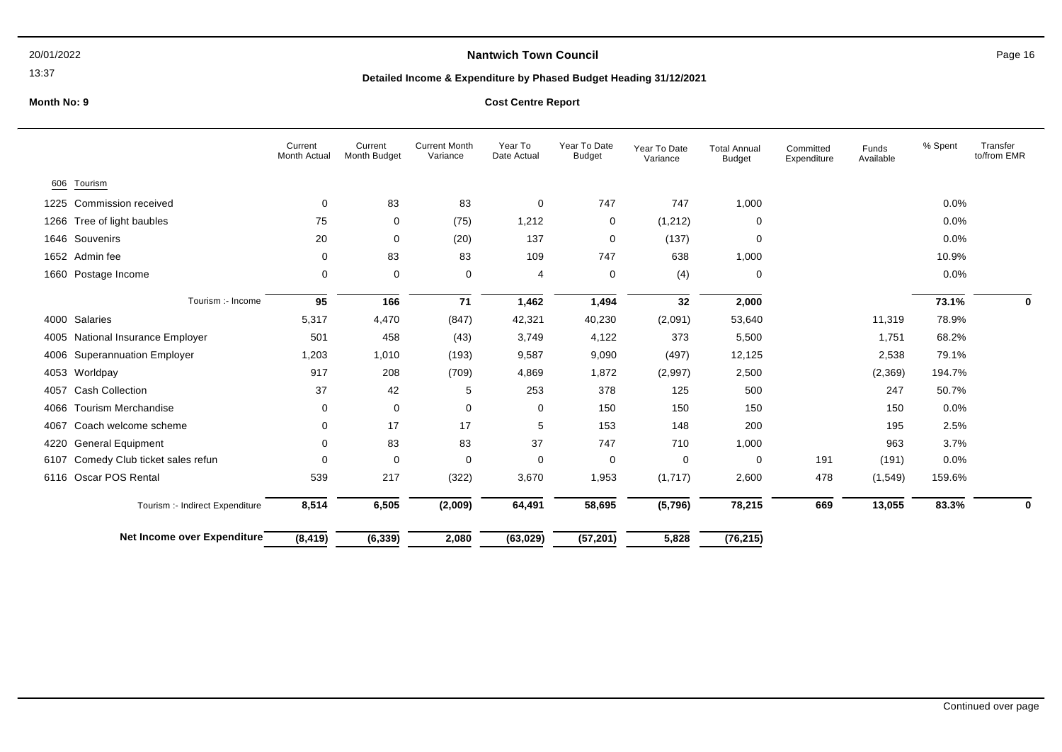**Nantwich Town Council**

**Detailed Income & Expenditure by Phased Budget Heading 31/12/2021**

**Month No: 9**

**Cost Centre Report**

| | Current Month Actual | Current Month Budget | Current Month Variance | Year To Date Actual | Year To Date Budget | Year To Date Variance | Total Annual Budget | Committed Expenditure | Funds Available | % Spent | Transfer to/from EMR |
|---|---|---|---|---|---|---|---|---|---|---|---|
| **606 Tourism** | | | | | | | | | | | |
| 1225 Commission received | 0 | 83 | 83 | 0 | 747 | 747 | 1,000 | | | 0.0% | |
| 1266 Tree of light baubles | 75 | 0 | (75) | 1,212 | 0 | (1,212) | 0 | | | 0.0% | |
| 1646 Souvenirs | 20 | 0 | (20) | 137 | 0 | (137) | 0 | | | 0.0% | |
| 1652 Admin fee | 0 | 83 | 83 | 109 | 747 | 638 | 1,000 | | | 10.9% | |
| 1660 Postage Income | 0 | 0 | 0 | 4 | 0 | (4) | 0 | | | 0.0% | |
| Tourism :- Income | **95** | **166** | **71** | **1,462** | **1,494** | **32** | **2,000** | | | **73.1%** | **0** |
| 4000 Salaries | 5,317 | 4,470 | (847) | 42,321 | 40,230 | (2,091) | 53,640 | | 11,319 | 78.9% | |
| 4005 National Insurance Employer | 501 | 458 | (43) | 3,749 | 4,122 | 373 | 5,500 | | 1,751 | 68.2% | |
| 4006 Superannuation Employer | 1,203 | 1,010 | (193) | 9,587 | 9,090 | (497) | 12,125 | | 2,538 | 79.1% | |
| 4053 Worldpay | 917 | 208 | (709) | 4,869 | 1,872 | (2,997) | 2,500 | | (2,369) | 194.7% | |
| 4057 Cash Collection | 37 | 42 | 5 | 253 | 378 | 125 | 500 | | 247 | 50.7% | |
| 4066 Tourism Merchandise | 0 | 0 | 0 | 0 | 150 | 150 | 150 | | 150 | 0.0% | |
| 4067 Coach welcome scheme | 0 | 17 | 17 | 5 | 153 | 148 | 200 | | 195 | 2.5% | |
| 4220 General Equipment | 0 | 83 | 83 | 37 | 747 | 710 | 1,000 | | 963 | 3.7% | |
| 6107 Comedy Club ticket sales refun | 0 | 0 | 0 | 0 | 0 | 0 | 0 | 191 | (191) | 0.0% | |
| 6116 Oscar POS Rental | 539 | 217 | (322) | 3,670 | 1,953 | (1,717) | 2,600 | 478 | (1,549) | 159.6% | |
| Tourism :- Indirect Expenditure | **8,514** | **6,505** | **(2,009)** | **64,491** | **58,695** | **(5,796)** | **78,215** | **669** | **13,055** | **83.3%** | **0** |
| **Net Income over Expenditure** | **(8,419)** | **(6,339)** | **2,080** | **(63,029)** | **(57,201)** | **5,828** | **(76,215)** | | | | |

Continued over page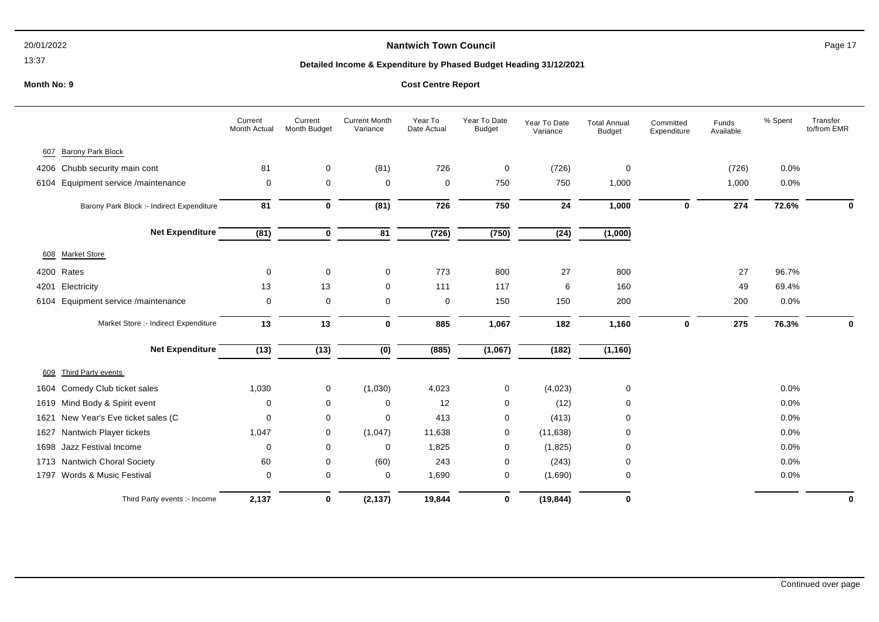# Nantwich Town Council

## Detailed Income & Expenditure by Phased Budget Heading 31/12/2021

20/01/2022
13:37

**Month No: 9**

**Cost Centre Report**

| | Current Month Actual | Current Month Budget | Current Month Variance | Year To Date Actual | Year To Date Budget | Year To Date Variance | Total Annual Budget | Committed Expenditure | Funds Available | % Spent | Transfer to/from EMR |
|---|---|---|---|---|---|---|---|---|---|---|---|
| **607 Barony Park Block** | | | | | | | | | | | |
| 4206 Chubb security main cont | 81 | 0 | (81) | 726 | 0 | (726) | 0 | | (726) | 0.0% | |
| 6104 Equipment service /maintenance | 0 | 0 | 0 | 0 | 750 | 750 | 1,000 | | 1,000 | 0.0% | |
| Barony Park Block :- Indirect Expenditure | **81** | **0** | **(81)** | **726** | **750** | **24** | **1,000** | **0** | **274** | **72.6%** | **0** |
| **Net Expenditure** | **(81)** | **0** | **81** | **(726)** | **(750)** | **(24)** | **(1,000)** | | | | |
| **608 Market Store** | | | | | | | | | | | |
| 4200 Rates | 0 | 0 | 0 | 773 | 800 | 27 | 800 | | 27 | 96.7% | |
| 4201 Electricity | 13 | 13 | 0 | 111 | 117 | 6 | 160 | | 49 | 69.4% | |
| 6104 Equipment service /maintenance | 0 | 0 | 0 | 0 | 150 | 150 | 200 | | 200 | 0.0% | |
| Market Store :- Indirect Expenditure | **13** | **13** | **0** | **885** | **1,067** | **182** | **1,160** | **0** | **275** | **76.3%** | **0** |
| **Net Expenditure** | **(13)** | **(13)** | **(0)** | **(885)** | **(1,067)** | **(182)** | **(1,160)** | | | | |
| **609 Third Party events** | | | | | | | | | | | |
| 1604 Comedy Club ticket sales | 1,030 | 0 | (1,030) | 4,023 | 0 | (4,023) | 0 | | | 0.0% | |
| 1619 Mind Body & Spirit event | 0 | 0 | 0 | 12 | 0 | (12) | 0 | | | 0.0% | |
| 1621 New Year's Eve ticket sales (C | 0 | 0 | 0 | 413 | 0 | (413) | 0 | | | 0.0% | |
| 1627 Nantwich Player tickets | 1,047 | 0 | (1,047) | 11,638 | 0 | (11,638) | 0 | | | 0.0% | |
| 1698 Jazz Festival Income | 0 | 0 | 0 | 1,825 | 0 | (1,825) | 0 | | | 0.0% | |
| 1713 Nantwich Choral Society | 60 | 0 | (60) | 243 | 0 | (243) | 0 | | | 0.0% | |
| 1797 Words & Music Festival | 0 | 0 | 0 | 1,690 | 0 | (1,690) | 0 | | | 0.0% | |
| Third Party events :- Income | **2,137** | **0** | **(2,137)** | **19,844** | **0** | **(19,844)** | **0** | | | | **0** |

Continued over page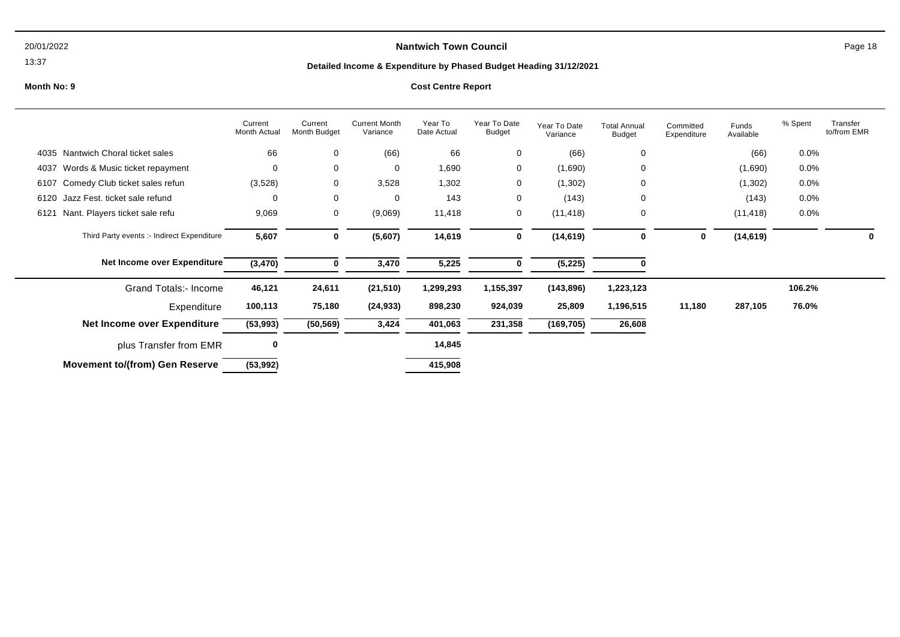**Nantwich Town Council**

**Detailed Income & Expenditure by Phased Budget Heading 31/12/2021**

**Month No: 9**

**Cost Centre Report**

| | Current Month Actual | Current Month Budget | Current Month Variance | Year To Date Actual | Year To Date Budget | Year To Date Variance | Total Annual Budget | Committed Expenditure | Funds Available | % Spent | Transfer to/from EMR |
|---|---|---|---|---|---|---|---|---|---|---|---|
| 4035 Nantwich Choral ticket sales | 66 | 0 | (66) | 66 | 0 | (66) | 0 | | (66) | 0.0% | |
| 4037 Words & Music ticket repayment | 0 | 0 | 0 | 1,690 | 0 | (1,690) | 0 | | (1,690) | 0.0% | |
| 6107 Comedy Club ticket sales refun | (3,528) | 0 | 3,528 | 1,302 | 0 | (1,302) | 0 | | (1,302) | 0.0% | |
| 6120 Jazz Fest. ticket sale refund | 0 | 0 | 0 | 143 | 0 | (143) | 0 | | (143) | 0.0% | |
| 6121 Nant. Players ticket sale refu | 9,069 | 0 | (9,069) | 11,418 | 0 | (11,418) | 0 | | (11,418) | 0.0% | |
| Third Party events :- Indirect Expenditure | **5,607** | **0** | **(5,607)** | **14,619** | **0** | **(14,619)** | **0** | **0** | **(14,619)** | | **0** |
| **Net Income over Expenditure** | **(3,470)** | **0** | **3,470** | **5,225** | **0** | **(5,225)** | **0** | | | | |
| Grand Totals:- Income | **46,121** | **24,611** | **(21,510)** | **1,299,293** | **1,155,397** | **(143,896)** | **1,223,123** | | | **106.2%** | |
| Expenditure | **100,113** | **75,180** | **(24,933)** | **898,230** | **924,039** | **25,809** | **1,196,515** | **11,180** | **287,105** | **76.0%** | |
| **Net Income over Expenditure** | **(53,993)** | **(50,569)** | **3,424** | **401,063** | **231,358** | **(169,705)** | **26,608** | | | | |
| plus Transfer from EMR | **0** | | | **14,845** | | | | | | | |
| **Movement to/(from) Gen Reserve** | **(53,992)** | | | **415,908** | | | | | | | |